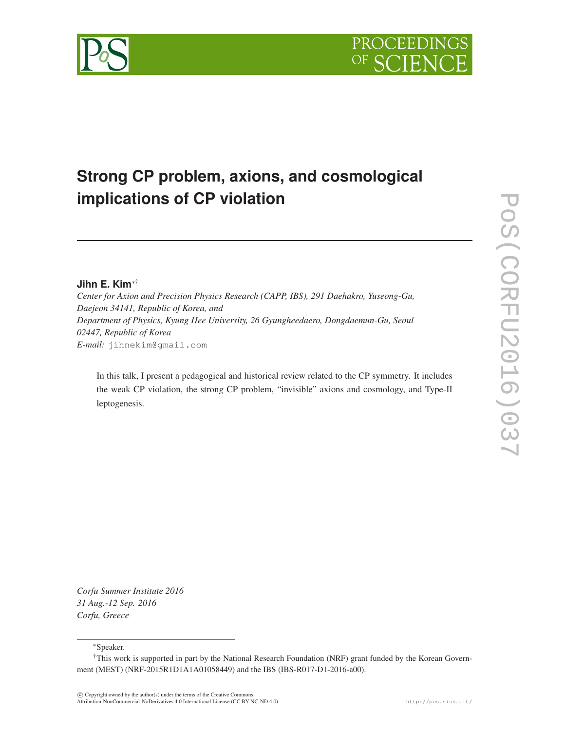# Strong CP problem, axions, and cosmological implications of CP violation

**Jihn E. Kim**[*†]

*Center for Axion and Precision Physics Research (CAPP, IBS), 291 Daehakro, Yuseong-Gu, Daejeon 34141, Republic of Korea, and*
*Department of Physics, Kyung Hee University, 26 Gyungheedaero, Dongdaemun-Gu, Seoul 02447, Republic of Korea*
*E-mail:* jihnekim@gmail.com

In this talk, I present a pedagogical and historical review related to the CP symmetry. It includes the weak CP violation, the strong CP problem, "invisible" axions and cosmology, and Type-II leptogenesis.

*Corfu Summer Institute 2016*
*31 Aug.-12 Sep. 2016*
*Corfu, Greece*

[*]Speaker.

[†]This work is supported in part by the National Research Foundation (NRF) grant funded by the Korean Government (MEST) (NRF-2015R1D1A1A01058449) and the IBS (IBS-R017-D1-2016-a00).

© Copyright owned by the author(s) under the terms of the Creative Commons Attribution-NonCommercial-NoDerivatives 4.0 International License (CC BY-NC-ND 4.0).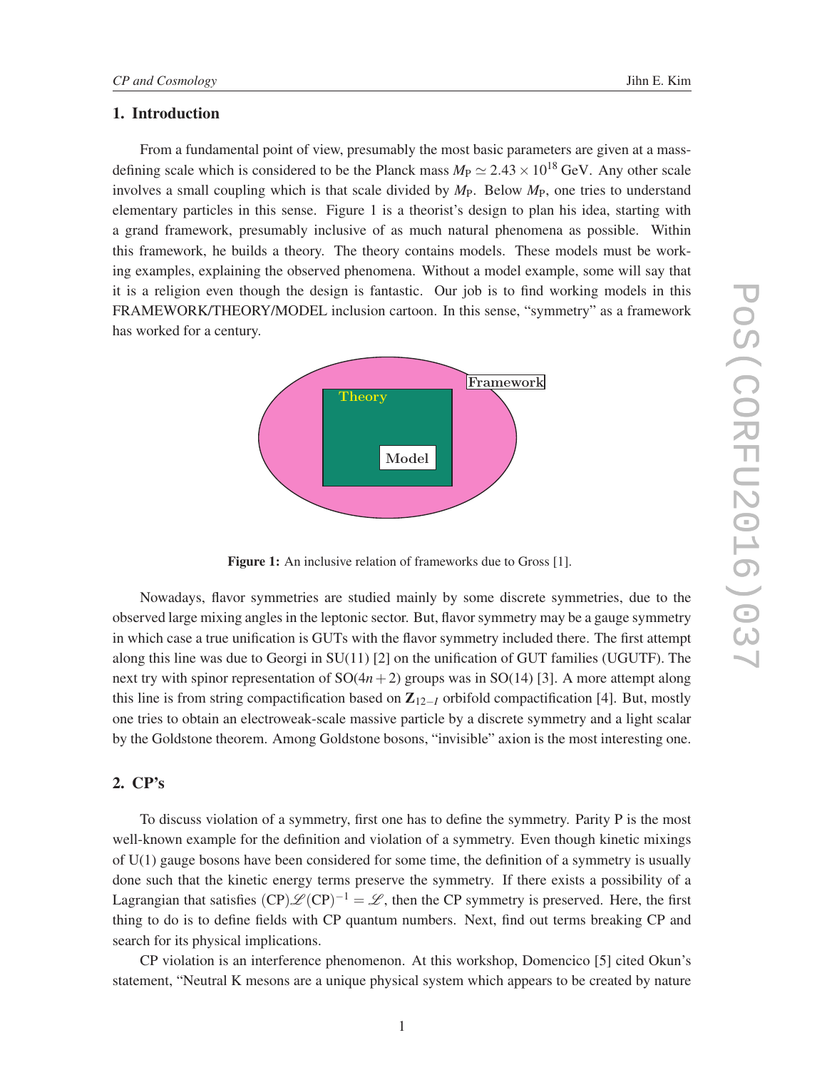## 1. Introduction

From a fundamental point of view, presumably the most basic parameters are given at a mass-defining scale which is considered to be the Planck mass $M_{\rm P} \simeq 2.43 \times 10^{18}$ GeV. Any other scale involves a small coupling which is that scale divided by $M_{\rm P}$. Below $M_{\rm P}$, one tries to understand elementary particles in this sense. Figure 1 is a theorist's design to plan his idea, starting with a grand framework, presumably inclusive of as much natural phenomena as possible. Within this framework, he builds a theory. The theory contains models. These models must be working examples, explaining the observed phenomena. Without a model example, some will say that it is a religion even though the design is fantastic. Our job is to find working models in this FRAMEWORK/THEORY/MODEL inclusion cartoon. In this sense, "symmetry" as a framework has worked for a century.

Framework

Theory

Model

**Figure 1:** An inclusive relation of frameworks due to Gross [1].

Nowadays, flavor symmetries are studied mainly by some discrete symmetries, due to the observed large mixing angles in the leptonic sector. But, flavor symmetry may be a gauge symmetry in which case a true unification is GUTs with the flavor symmetry included there. The first attempt along this line was due to Georgi in SU(11) [2] on the unification of GUT families (UGUTF). The next try with spinor representation of SO($4n+2$) groups was in SO(14) [3]. A more attempt along this line is from string compactification based on $\mathbf{Z}_{12-I}$ orbifold compactification [4]. But, mostly one tries to obtain an electroweak-scale massive particle by a discrete symmetry and a light scalar by the Goldstone theorem. Among Goldstone bosons, "invisible" axion is the most interesting one.

## 2. CP's

To discuss violation of a symmetry, first one has to define the symmetry. Parity P is the most well-known example for the definition and violation of a symmetry. Even though kinetic mixings of U(1) gauge bosons have been considered for some time, the definition of a symmetry is usually done such that the kinetic energy terms preserve the symmetry. If there exists a possibility of a Lagrangian that satisfies $({\rm CP})\mathscr{L}({\rm CP})^{-1} = \mathscr{L}$, then the CP symmetry is preserved. Here, the first thing to do is to define fields with CP quantum numbers. Next, find out terms breaking CP and search for its physical implications.

CP violation is an interference phenomenon. At this workshop, Domencico [5] cited Okun's statement, "Neutral K mesons are a unique physical system which appears to be created by nature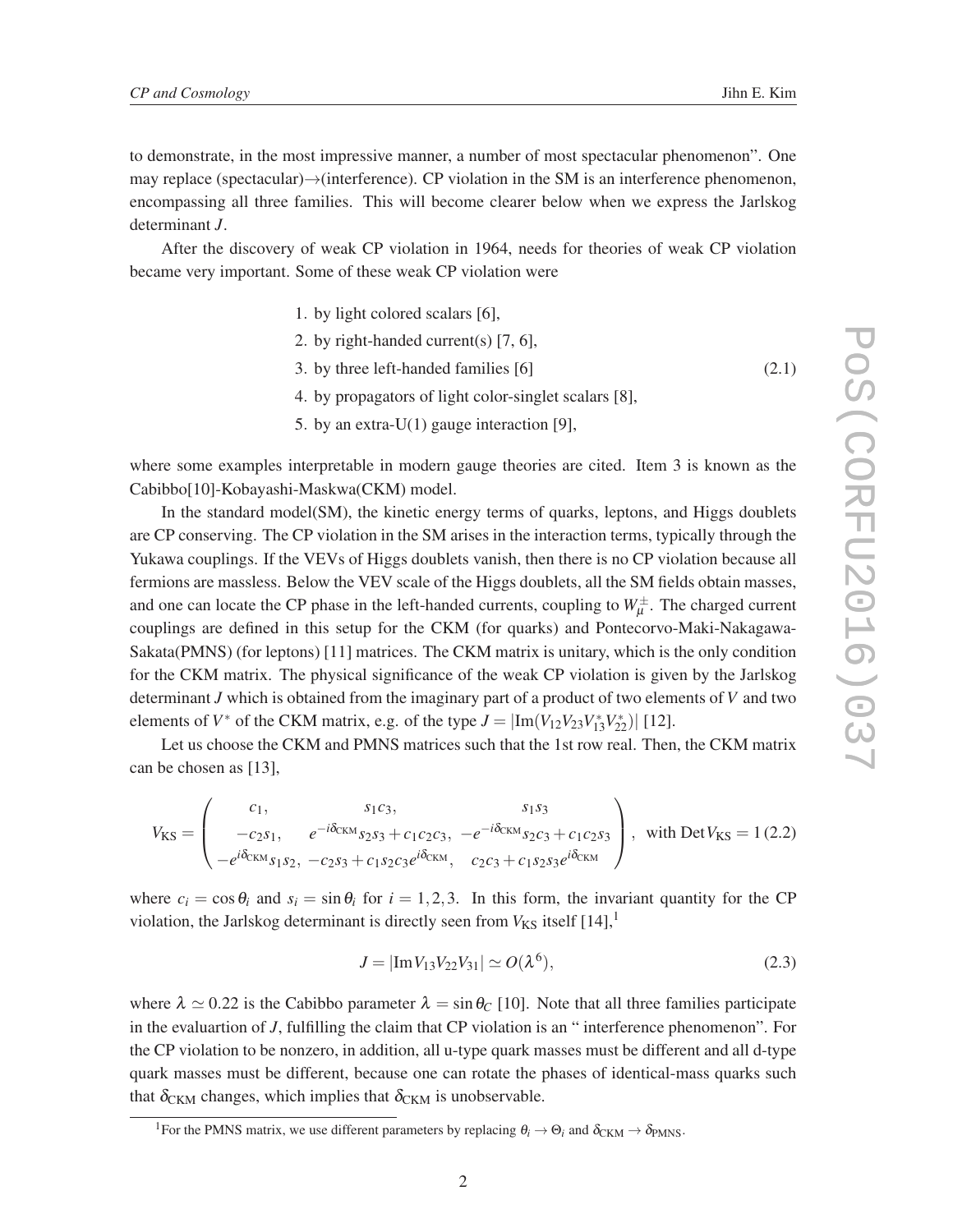to demonstrate, in the most impressive manner, a number of most spectacular phenomenon". One may replace (spectacular)$\to$(interference). CP violation in the SM is an interference phenomenon, encompassing all three families. This will become clearer below when we express the Jarlskog determinant $J$.

After the discovery of weak CP violation in 1964, needs for theories of weak CP violation became very important. Some of these weak CP violation were

$$
\begin{aligned}
&\text{1. by light colored scalars [6],}\\
&\text{2. by right-handed current(s) [7, 6],}\\
&\text{3. by three left-handed families [6]}\\
&\text{4. by propagators of light color-singlet scalars [8],}\\
&\text{5. by an extra-U(1) gauge interaction [9],}
\end{aligned}
\tag{2.1}
$$

where some examples interpretable in modern gauge theories are cited. Item 3 is known as the Cabibbo[10]-Kobayashi-Maskwa(CKM) model.

In the standard model(SM), the kinetic energy terms of quarks, leptons, and Higgs doublets are CP conserving. The CP violation in the SM arises in the interaction terms, typically through the Yukawa couplings. If the VEVs of Higgs doublets vanish, then there is no CP violation because all fermions are massless. Below the VEV scale of the Higgs doublets, all the SM fields obtain masses, and one can locate the CP phase in the left-handed currents, coupling to $W_\mu^\pm$. The charged current couplings are defined in this setup for the CKM (for quarks) and Pontecorvo-Maki-Nakagawa-Sakata(PMNS) (for leptons) [11] matrices. The CKM matrix is unitary, which is the only condition for the CKM matrix. The physical significance of the weak CP violation is given by the Jarlskog determinant $J$ which is obtained from the imaginary part of a product of two elements of $V$ and two elements of $V^*$ of the CKM matrix, e.g. of the type $J = |\text{Im}(V_{12}V_{23}V_{13}^*V_{22}^*)|$ [12].

Let us choose the CKM and PMNS matrices such that the 1st row real. Then, the CKM matrix can be chosen as [13],

$$
V_{\rm KS} = \begin{pmatrix} c_1, & s_1c_3, & s_1s_3 \\ -c_2s_1, & e^{-i\delta_{\rm CKM}}s_2s_3 + c_1c_2c_3, & -e^{-i\delta_{\rm CKM}}s_2c_3 + c_1c_2s_3 \\ -e^{i\delta_{\rm CKM}}s_1s_2, & -c_2s_3 + c_1s_2c_3e^{i\delta_{\rm CKM}}, & c_2c_3 + c_1s_2s_3e^{i\delta_{\rm CKM}} \end{pmatrix}, \quad \text{with Det}\,V_{\rm KS} = 1 \tag{2.2}
$$

where $c_i = \cos\theta_i$ and $s_i = \sin\theta_i$ for $i = 1, 2, 3$. In this form, the invariant quantity for the CP violation, the Jarlskog determinant is directly seen from $V_{\rm KS}$ itself [14],[1]

$$
J = |\text{Im}V_{13}V_{22}V_{31}| \simeq O(\lambda^6), \tag{2.3}
$$

where $\lambda \simeq 0.22$ is the Cabibbo parameter $\lambda = \sin\theta_C$ [10]. Note that all three families participate in the evaluartion of $J$, fulfilling the claim that CP violation is an " interference phenomenon". For the CP violation to be nonzero, in addition, all u-type quark masses must be different and all d-type quark masses must be different, because one can rotate the phases of identical-mass quarks such that $\delta_{\rm CKM}$ changes, which implies that $\delta_{\rm CKM}$ is unobservable.

[1]For the PMNS matrix, we use different parameters by replacing $\theta_i \to \Theta_i$ and $\delta_{\rm CKM} \to \delta_{\rm PMNS}$.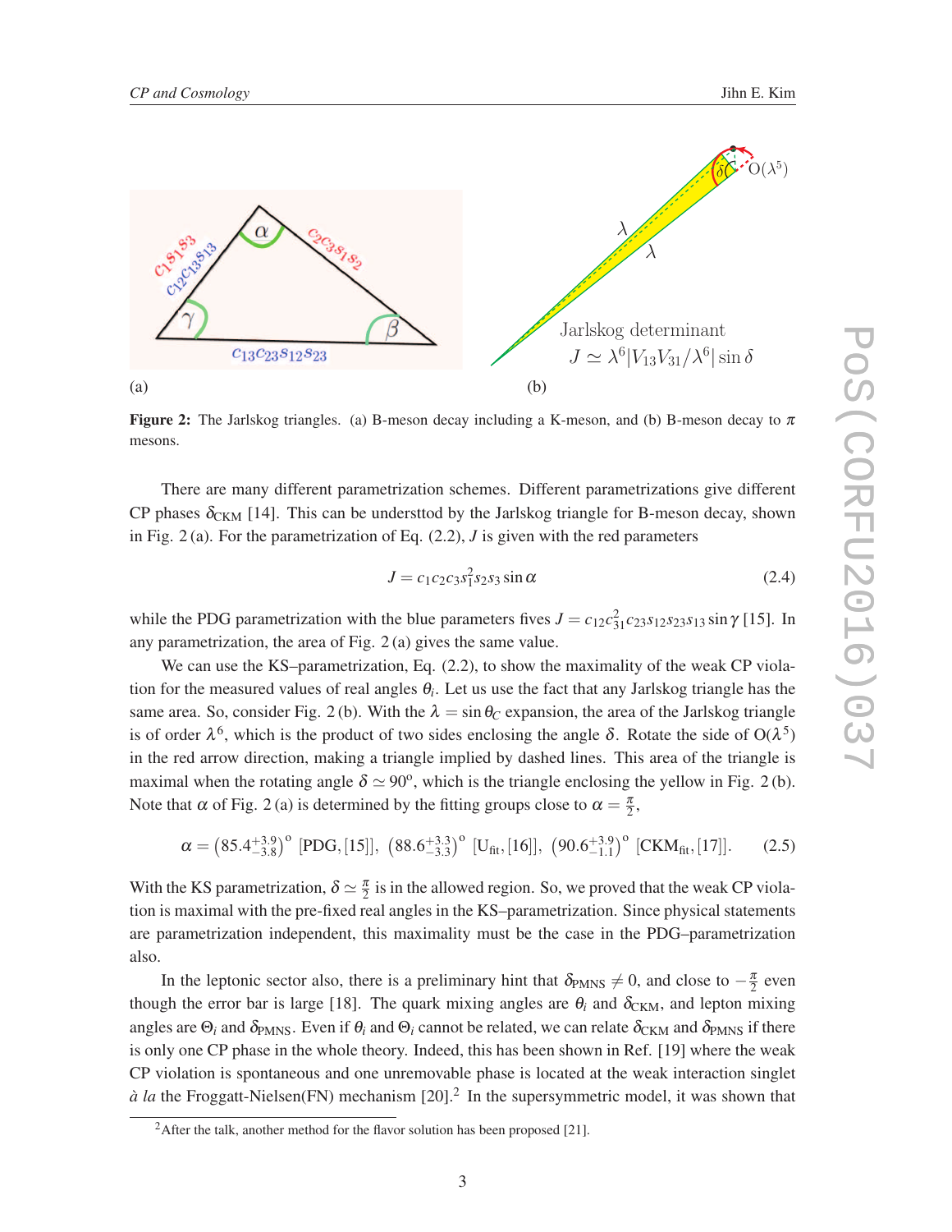(a)

(b)

**Figure 2:** The Jarlskog triangles. (a) B-meson decay including a K-meson, and (b) B-meson decay to $\pi$ mesons.

There are many different parametrization schemes. Different parametrizations give different CP phases $\delta_{\rm CKM}$ [14]. This can be understtod by the Jarlskog triangle for B-meson decay, shown in Fig. 2 (a). For the parametrization of Eq. (2.2), $J$ is given with the red parameters

$$J = c_1 c_2 c_3 s_1^2 s_2 s_3 \sin\alpha \tag{2.4}$$

while the PDG parametrization with the blue parameters fives $J = c_{12} c_{31}^2 c_{23} s_{12} s_{23} s_{13} \sin\gamma$ [15]. In any parametrization, the area of Fig. 2 (a) gives the same value.

We can use the KS–parametrization, Eq. (2.2), to show the maximality of the weak CP violation for the measured values of real angles $\theta_i$. Let us use the fact that any Jarlskog triangle has the same area. So, consider Fig. 2 (b). With the $\lambda = \sin\theta_C$ expansion, the area of the Jarlskog triangle is of order $\lambda^6$, which is the product of two sides enclosing the angle $\delta$. Rotate the side of O($\lambda^5$) in the red arrow direction, making a triangle implied by dashed lines. This area of the triangle is maximal when the rotating angle $\delta \simeq 90^{\rm o}$, which is the triangle enclosing the yellow in Fig. 2 (b). Note that $\alpha$ of Fig. 2 (a) is determined by the fitting groups close to $\alpha = \frac{\pi}{2}$,

$$\alpha = \left(85.4^{+3.9}_{-3.8}\right)^{\rm o}\ [\text{PDG}, [15]],\ \left(88.6^{+3.3}_{-3.3}\right)^{\rm o}\ [\text{U}_{\rm fit}, [16]],\ \left(90.6^{+3.9}_{-1.1}\right)^{\rm o}\ [\text{CKM}_{\rm fit}, [17]]. \tag{2.5}$$

With the KS parametrization, $\delta \simeq \frac{\pi}{2}$ is in the allowed region. So, we proved that the weak CP violation is maximal with the pre-fixed real angles in the KS–parametrization. Since physical statements are parametrization independent, this maximality must be the case in the PDG–parametrization also.

In the leptonic sector also, there is a preliminary hint that $\delta_{\rm PMNS} \neq 0$, and close to $-\frac{\pi}{2}$ even though the error bar is large [18]. The quark mixing angles are $\theta_i$ and $\delta_{\rm CKM}$, and lepton mixing angles are $\Theta_i$ and $\delta_{\rm PMNS}$. Even if $\theta_i$ and $\Theta_i$ cannot be related, we can relate $\delta_{\rm CKM}$ and $\delta_{\rm PMNS}$ if there is only one CP phase in the whole theory. Indeed, this has been shown in Ref. [19] where the weak CP violation is spontaneous and one unremovable phase is located at the weak interaction singlet *à la* the Froggatt-Nielsen(FN) mechanism [20].[2] In the supersymmetric model, it was shown that

[2] After the talk, another method for the flavor solution has been proposed [21].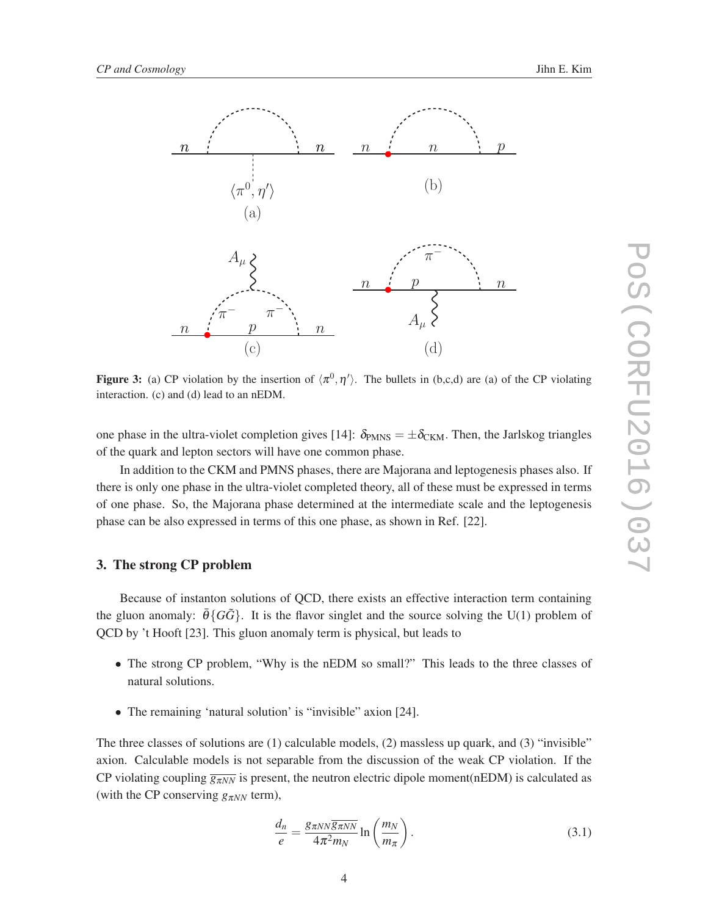**Figure 3:** (a) CP violation by the insertion of $\langle \pi^0, \eta' \rangle$. The bullets in (b,c,d) are (a) of the CP violating interaction. (c) and (d) lead to an nEDM.

one phase in the ultra-violet completion gives [14]: $\delta_{\rm PMNS} = \pm \delta_{\rm CKM}$. Then, the Jarlskog triangles of the quark and lepton sectors will have one common phase.

In addition to the CKM and PMNS phases, there are Majorana and leptogenesis phases also. If there is only one phase in the ultra-violet completed theory, all of these must be expressed in terms of one phase. So, the Majorana phase determined at the intermediate scale and the leptogenesis phase can be also expressed in terms of this one phase, as shown in Ref. [22].

## 3. The strong CP problem

Because of instanton solutions of QCD, there exists an effective interaction term containing the gluon anomaly: $\bar{\theta}\{G\tilde{G}\}$. It is the flavor singlet and the source solving the U(1) problem of QCD by 't Hooft [23]. This gluon anomaly term is physical, but leads to

- The strong CP problem, "Why is the nEDM so small?" This leads to the three classes of natural solutions.
- The remaining 'natural solution' is "invisible" axion [24].

The three classes of solutions are (1) calculable models, (2) massless up quark, and (3) "invisible" axion. Calculable models is not separable from the discussion of the weak CP violation. If the CP violating coupling $\overline{g_{\pi NN}}$ is present, the neutron electric dipole moment(nEDM) is calculated as (with the CP conserving $g_{\pi NN}$ term),

$$\frac{d_n}{e} = \frac{g_{\pi NN}\overline{g_{\pi NN}}}{4\pi^2 m_N} \ln\left(\frac{m_N}{m_\pi}\right). \tag{3.1}$$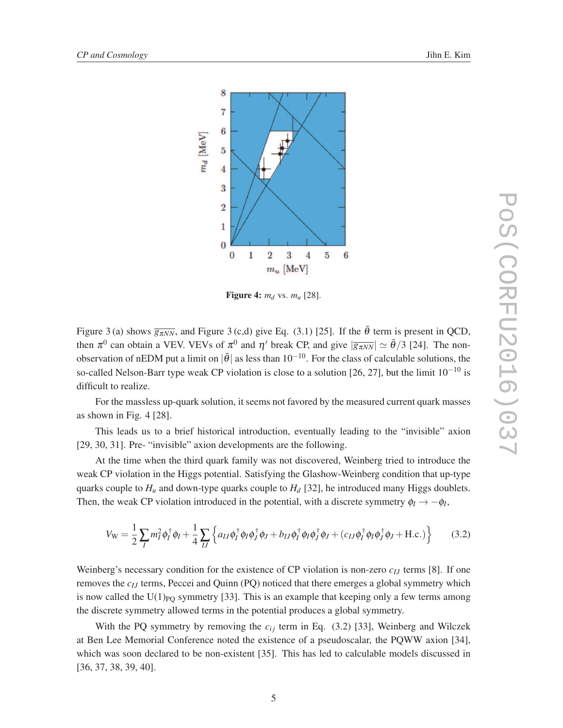Figure 4: $m_d$ vs. $m_u$ [28].

Figure 3 (a) shows $\overline{g_{\pi NN}}$, and Figure 3 (c,d) give Eq. (3.1) [25]. If the $\bar{\theta}$ term is present in QCD, then $\pi^0$ can obtain a VEV. VEVs of $\pi^0$ and $\eta'$ break CP, and give $|\overline{g_{\pi NN}}| \simeq \bar{\theta}/3$ [24]. The non-observation of nEDM put a limit on $|\bar{\theta}|$ as less than $10^{-10}$. For the class of calculable solutions, the so-called Nelson-Barr type weak CP violation is close to a solution [26, 27], but the limit $10^{-10}$ is difficult to realize.

For the massless up-quark solution, it seems not favored by the measured current quark masses as shown in Fig. 4 [28].

This leads us to a brief historical introduction, eventually leading to the "invisible" axion [29, 30, 31]. Pre- "invisible" axion developments are the following.

At the time when the third quark family was not discovered, Weinberg tried to introduce the weak CP violation in the Higgs potential. Satisfying the Glashow-Weinberg condition that up-type quarks couple to $H_u$ and down-type quarks couple to $H_d$ [32], he introduced many Higgs doublets. Then, the weak CP violation introduced in the potential, with a discrete symmetry $\phi_I \to -\phi_I$,

$$V_{\rm W} = \frac{1}{2}\sum_I m_I^2 \phi_I^\dagger \phi_I + \frac{1}{4}\sum_{IJ}\left\{ a_{IJ}\phi_I^\dagger \phi_I \phi_J^\dagger \phi_J + b_{IJ}\phi_I^\dagger \phi_I \phi_J^\dagger \phi_J + (c_{IJ}\phi_I^\dagger \phi_I \phi_J^\dagger \phi_J + {\rm H.c.})\right\} \tag{3.2}$$

Weinberg's necessary condition for the existence of CP violation is non-zero $c_{IJ}$ terms [8]. If one removes the $c_{IJ}$ terms, Peccei and Quinn (PQ) noticed that there emerges a global symmetry which is now called the U(1)$_{\rm PQ}$ symmetry [33]. This is an example that keeping only a few terms among the discrete symmetry allowed terms in the potential produces a global symmetry.

With the PQ symmetry by removing the $c_{ij}$ term in Eq. (3.2) [33], Weinberg and Wilczek at Ben Lee Memorial Conference noted the existence of a pseudoscalar, the PQWW axion [34], which was soon declared to be non-existent [35]. This has led to calculable models discussed in [36, 37, 38, 39, 40].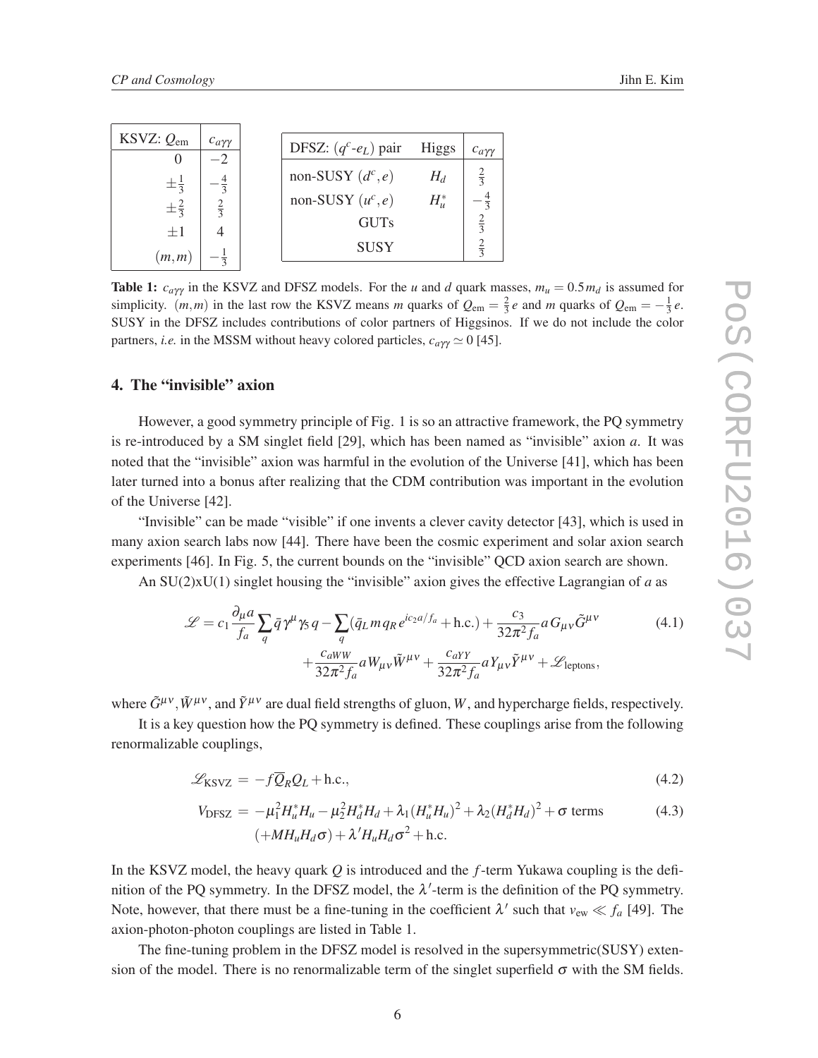| KSVZ: $Q_{\rm em}$ | $c_{a\gamma\gamma}$ |
|---|---|
| 0 | $-2$ |
| $\pm\frac{1}{3}$ | $-\frac{4}{3}$ |
| $\pm\frac{2}{3}$ | $\frac{2}{3}$ |
| $\pm 1$ | 4 |
| $(m,m)$ | $-\frac{1}{3}$ |

| DFSZ: $(q^c$-$e_L)$ pair | Higgs | $c_{a\gamma\gamma}$ |
|---|---|---|
| non-SUSY $(d^c, e)$ | $H_d$ | $\frac{2}{3}$ |
| non-SUSY $(u^c, e)$ | $H_u^*$ | $-\frac{4}{3}$ |
| GUTs | | $\frac{2}{3}$ |
| SUSY | | $\frac{2}{3}$ |

**Table 1:** $c_{a\gamma\gamma}$ in the KSVZ and DFSZ models. For the $u$ and $d$ quark masses, $m_u = 0.5\,m_d$ is assumed for simplicity. $(m,m)$ in the last row the KSVZ means $m$ quarks of $Q_{\rm em} = \frac{2}{3}\,e$ and $m$ quarks of $Q_{\rm em} = -\frac{1}{3}\,e$. SUSY in the DFSZ includes contributions of color partners of Higgsinos. If we do not include the color partners, *i.e.* in the MSSM without heavy colored particles, $c_{a\gamma\gamma} \simeq 0$ [45].

## 4. The "invisible" axion

However, a good symmetry principle of Fig. 1 is so an attractive framework, the PQ symmetry is re-introduced by a SM singlet field [29], which has been named as "invisible" axion $a$. It was noted that the "invisible" axion was harmful in the evolution of the Universe [41], which has been later turned into a bonus after realizing that the CDM contribution was important in the evolution of the Universe [42].

"Invisible" can be made "visible" if one invents a clever cavity detector [43], which is used in many axion search labs now [44]. There have been the cosmic experiment and solar axion search experiments [46]. In Fig. 5, the current bounds on the "invisible" QCD axion search are shown.

An SU(2)xU(1) singlet housing the "invisible" axion gives the effective Lagrangian of $a$ as

$$
\begin{aligned}
\mathscr{L} = c_1 \frac{\partial_\mu a}{f_a} \sum_q \bar{q}\gamma^\mu \gamma_5 q - \sum_q (\bar{q}_L m q_R e^{ic_2 a/f_a} + \text{h.c.}) + \frac{c_3}{32\pi^2 f_a} a G_{\mu\nu}\tilde{G}^{\mu\nu} \\
+ \frac{c_{aWW}}{32\pi^2 f_a} a W_{\mu\nu}\tilde{W}^{\mu\nu} + \frac{c_{aYY}}{32\pi^2 f_a} a Y_{\mu\nu}\tilde{Y}^{\mu\nu} + \mathscr{L}_{\rm leptons},
\end{aligned} \tag{4.1}
$$

where $\tilde{G}^{\mu\nu}, \tilde{W}^{\mu\nu}$, and $\tilde{Y}^{\mu\nu}$ are dual field strengths of gluon, $W$, and hypercharge fields, respectively.

It is a key question how the PQ symmetry is defined. These couplings arise from the following renormalizable couplings,

$$
\mathscr{L}_{\rm KSVZ} = -f\overline{Q}_R Q_L + \text{h.c.}, \tag{4.2}
$$

$$
\begin{aligned}
V_{\rm DFSZ} = -\mu_1^2 H_u^* H_u - \mu_2^2 H_d^* H_d + \lambda_1 (H_u^* H_u)^2 + \lambda_2 (H_d^* H_d)^2 + \sigma \text{ terms} \\
(+M H_u H_d \sigma) + \lambda' H_u H_d \sigma^2 + \text{h.c.}
\end{aligned} \tag{4.3}
$$

In the KSVZ model, the heavy quark $Q$ is introduced and the $f$-term Yukawa coupling is the definition of the PQ symmetry. In the DFSZ model, the $\lambda'$-term is the definition of the PQ symmetry. Note, however, that there must be a fine-tuning in the coefficient $\lambda'$ such that $v_{\rm ew} \ll f_a$ [49]. The axion-photon-photon couplings are listed in Table 1.

The fine-tuning problem in the DFSZ model is resolved in the supersymmetric(SUSY) extension of the model. There is no renormalizable term of the singlet superfield $\sigma$ with the SM fields.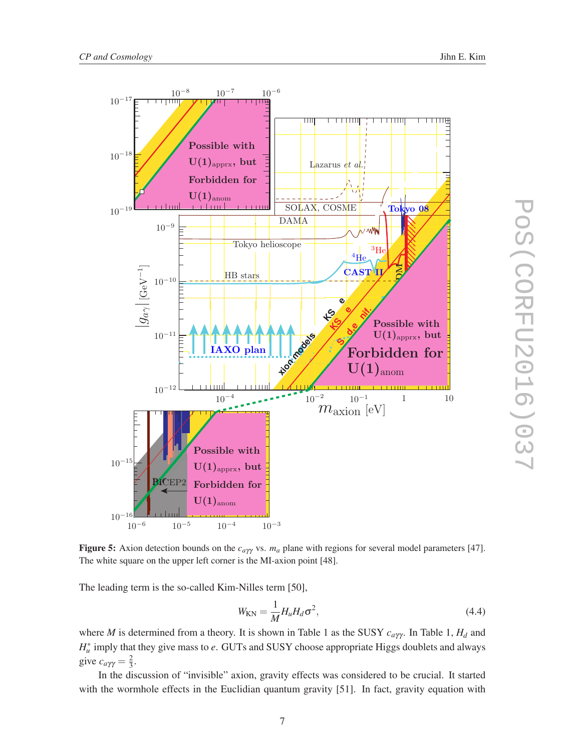**Figure 5:** Axion detection bounds on the $c_{a\gamma\gamma}$ vs. $m_a$ plane with regions for several model parameters [47]. The white square on the upper left corner is the MI-axion point [48].

The leading term is the so-called Kim-Nilles term [50],

$$W_{\rm KN} = \frac{1}{M} H_u H_d \sigma^2, \tag{4.4}$$

where $M$ is determined from a theory. It is shown in Table 1 as the SUSY $c_{a\gamma\gamma}$. In Table 1, $H_d$ and $H_u^*$ imply that they give mass to $e$. GUTs and SUSY choose appropriate Higgs doublets and always give $c_{a\gamma\gamma} = \frac{2}{3}$.

In the discussion of "invisible" axion, gravity effects was considered to be crucial. It started with the wormhole effects in the Euclidian quantum gravity [51]. In fact, gravity equation with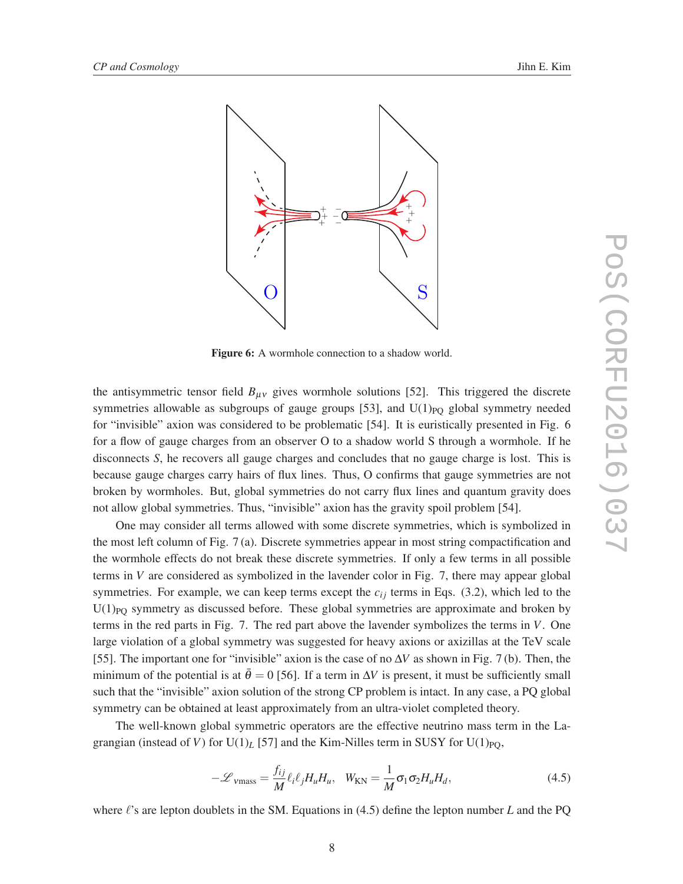Figure 6: A wormhole connection to a shadow world.

the antisymmetric tensor field $B_{\mu\nu}$ gives wormhole solutions [52]. This triggered the discrete symmetries allowable as subgroups of gauge groups [53], and $U(1)_{PQ}$ global symmetry needed for "invisible" axion was considered to be problematic [54]. It is euristically presented in Fig. 6 for a flow of gauge charges from an observer O to a shadow world S through a wormhole. If he disconnects $S$, he recovers all gauge charges and concludes that no gauge charge is lost. This is because gauge charges carry hairs of flux lines. Thus, O confirms that gauge symmetries are not broken by wormholes. But, global symmetries do not carry flux lines and quantum gravity does not allow global symmetries. Thus, "invisible" axion has the gravity spoil problem [54].

One may consider all terms allowed with some discrete symmetries, which is symbolized in the most left column of Fig. 7 (a). Discrete symmetries appear in most string compactification and the wormhole effects do not break these discrete symmetries. If only a few terms in all possible terms in $V$ are considered as symbolized in the lavender color in Fig. 7, there may appear global symmetries. For example, we can keep terms except the $c_{ij}$ terms in Eqs. (3.2), which led to the $U(1)_{PQ}$ symmetry as discussed before. These global symmetries are approximate and broken by terms in the red parts in Fig. 7. The red part above the lavender symbolizes the terms in $V$. One large violation of a global symmetry was suggested for heavy axions or axizillas at the TeV scale [55]. The important one for "invisible" axion is the case of no $\Delta V$ as shown in Fig. 7 (b). Then, the minimum of the potential is at $\bar{\theta} = 0$ [56]. If a term in $\Delta V$ is present, it must be sufficiently small such that the "invisible" axion solution of the strong CP problem is intact. In any case, a PQ global symmetry can be obtained at least approximately from an ultra-violet completed theory.

The well-known global symmetric operators are the effective neutrino mass term in the Lagrangian (instead of $V$) for $U(1)_L$ [57] and the Kim-Nilles term in SUSY for $U(1)_{PQ}$,

$$-\mathscr{L}_{\nu\rm mass} = \frac{f_{ij}}{M}\ell_i \ell_j H_u H_u, \quad W_{\rm KN} = \frac{1}{M}\sigma_1 \sigma_2 H_u H_d, \tag{4.5}$$

where $\ell$'s are lepton doublets in the SM. Equations in (4.5) define the lepton number $L$ and the PQ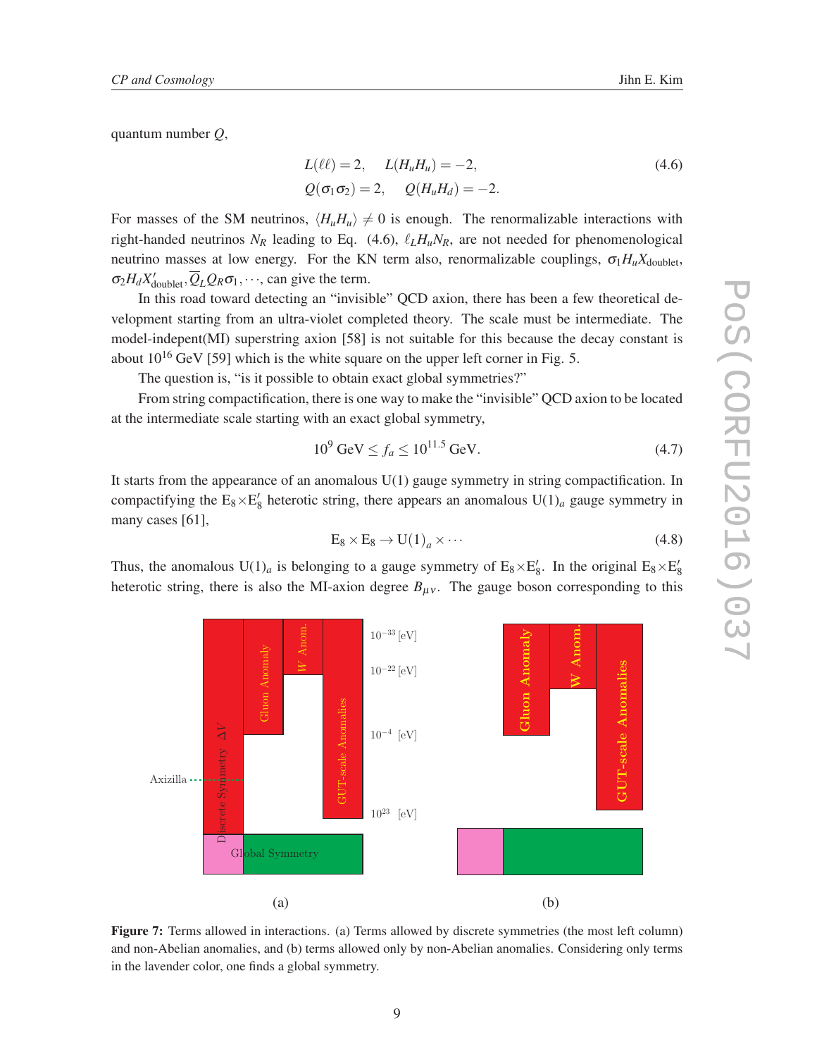quantum number $Q$,

$$L(\ell\ell) = 2, \quad L(H_u H_u) = -2, \qquad (4.6)$$
$$Q(\sigma_1\sigma_2) = 2, \quad Q(H_u H_d) = -2.$$

For masses of the SM neutrinos, $\langle H_u H_u \rangle \neq 0$ is enough. The renormalizable interactions with right-handed neutrinos $N_R$ leading to Eq. (4.6), $\ell_L H_u N_R$, are not needed for phenomenological neutrino masses at low energy. For the KN term also, renormalizable couplings, $\sigma_1 H_u X_{\rm doublet}$, $\sigma_2 H_d X'_{\rm doublet}, \overline{Q}_L Q_R \sigma_1, \cdots$, can give the term.

In this road toward detecting an "invisible" QCD axion, there has been a few theoretical development starting from an ultra-violet completed theory. The scale must be intermediate. The model-indepent(MI) superstring axion [58] is not suitable for this because the decay constant is about $10^{16}$ GeV [59] which is the white square on the upper left corner in Fig. 5.

The question is, "is it possible to obtain exact global symmetries?"

From string compactification, there is one way to make the "invisible" QCD axion to be located at the intermediate scale starting with an exact global symmetry,

$$10^9\ {\rm GeV} \le f_a \le 10^{11.5}\ {\rm GeV}. \qquad (4.7)$$

It starts from the appearance of an anomalous U(1) gauge symmetry in string compactification. In compactifying the $E_8\times E_8'$ heterotic string, there appears an anomalous $U(1)_a$ gauge symmetry in many cases [61],

$$E_8 \times E_8 \to U(1)_a \times \cdots \qquad (4.8)$$

Thus, the anomalous $U(1)_a$ is belonging to a gauge symmetry of $E_8\times E_8'$. In the original $E_8\times E_8'$ heterotic string, there is also the MI-axion degree $B_{\mu\nu}$. The gauge boson corresponding to this

**Figure 7:** Terms allowed in interactions. (a) Terms allowed by discrete symmetries (the most left column) and non-Abelian anomalies, and (b) terms allowed only by non-Abelian anomalies. Considering only terms in the lavender color, one finds a global symmetry.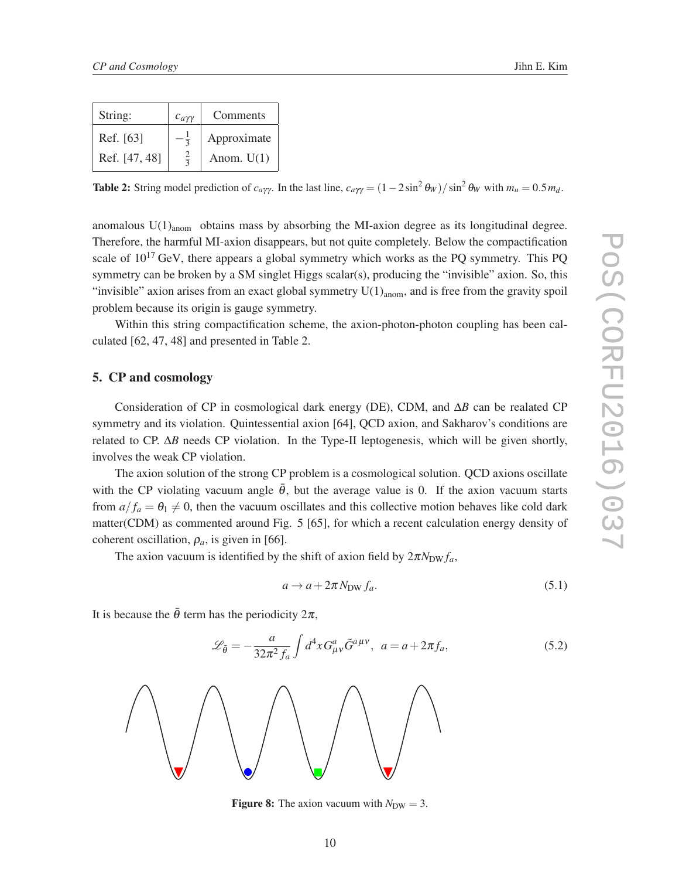| String: | $c_{a\gamma\gamma}$ | Comments |
|---|---|---|
| Ref. [63] | $-\frac{1}{3}$ | Approximate |
| Ref. [47, 48] | $\frac{2}{3}$ | Anom. U(1) |

**Table 2:** String model prediction of $c_{a\gamma\gamma}$. In the last line, $c_{a\gamma\gamma} = (1-2\sin^2\theta_W)/\sin^2\theta_W$ with $m_u = 0.5\,m_d$.

anomalous $U(1)_{\rm anom}$ obtains mass by absorbing the MI-axion degree as its longitudinal degree. Therefore, the harmful MI-axion disappears, but not quite completely. Below the compactification scale of $10^{17}$ GeV, there appears a global symmetry which works as the PQ symmetry. This PQ symmetry can be broken by a SM singlet Higgs scalar(s), producing the "invisible" axion. So, this "invisible" axion arises from an exact global symmetry $U(1)_{\rm anom}$, and is free from the gravity spoil problem because its origin is gauge symmetry.

Within this string compactification scheme, the axion-photon-photon coupling has been calculated [62, 47, 48] and presented in Table 2.

## 5. CP and cosmology

Consideration of CP in cosmological dark energy (DE), CDM, and $\Delta B$ can be realated CP symmetry and its violation. Quintessential axion [64], QCD axion, and Sakharov's conditions are related to CP. $\Delta B$ needs CP violation. In the Type-II leptogenesis, which will be given shortly, involves the weak CP violation.

The axion solution of the strong CP problem is a cosmological solution. QCD axions oscillate with the CP violating vacuum angle $\bar\theta$, but the average value is 0. If the axion vacuum starts from $a/f_a = \theta_1 \neq 0$, then the vacuum oscillates and this collective motion behaves like cold dark matter(CDM) as commented around Fig. 5 [65], for which a recent calculation energy density of coherent oscillation, $\rho_a$, is given in [66].

The axion vacuum is identified by the shift of axion field by $2\pi N_{\rm DW} f_a$,

$$a \to a + 2\pi N_{\rm DW}\, f_a. \tag{5.1}$$

It is because the $\bar\theta$ term has the periodicity $2\pi$,

$$\mathscr{L}_{\bar\theta} = -\frac{a}{32\pi^2 f_a}\int d^4x\, G^a_{\mu\nu}\tilde G^{a\,\mu\nu}, \;\; a = a + 2\pi f_a, \tag{5.2}$$

**Figure 8:** The axion vacuum with $N_{\rm DW} = 3$.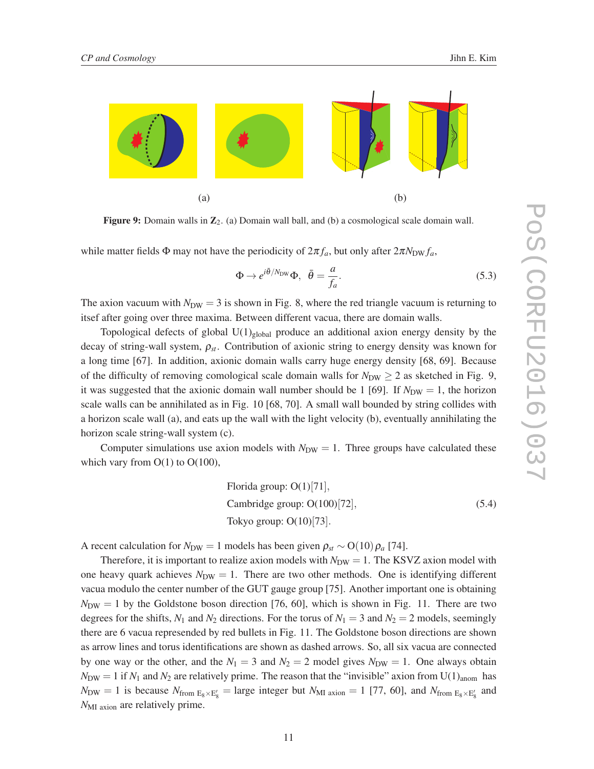**Figure 9:** Domain walls in $\mathbf{Z}_2$. (a) Domain wall ball, and (b) a cosmological scale domain wall.

while matter fields $\Phi$ may not have the periodicity of $2\pi f_a$, but only after $2\pi N_{\rm DW} f_a$,

$$\Phi \to e^{i\bar\theta/N_{\rm DW}}\Phi,\ \ \bar\theta = \frac{a}{f_a}. \tag{5.3}$$

The axion vacuum with $N_{\rm DW}=3$ is shown in Fig. 8, where the red triangle vacuum is returning to itself after going over three maxima. Between different vacua, there are domain walls.

Topological defects of global $\mathrm{U(1)_{global}}$ produce an additional axion energy density by the decay of string-wall system, $\rho_{st}$. Contribution of axionic string to energy density was known for a long time [67]. In addition, axionic domain walls carry huge energy density [68, 69]. Because of the difficulty of removing comological scale domain walls for $N_{\rm DW}\ge 2$ as sketched in Fig. 9, it was suggested that the axionic domain wall number should be 1 [69]. If $N_{\rm DW}=1$, the horizon scale walls can be annihilated as in Fig. 10 [68, 70]. A small wall bounded by string collides with a horizon scale wall (a), and eats up the wall with the light velocity (b), eventually annihilating the horizon scale string-wall system (c).

Computer simulations use axion models with $N_{\rm DW}=1$. Three groups have calculated these which vary from O(1) to O(100),

$$\begin{aligned}
&\text{Florida group: O(1)[71]},\\
&\text{Cambridge group: O(100)[72]},\\
&\text{Tokyo group: O(10)[73]}.
\end{aligned} \tag{5.4}$$

A recent calculation for $N_{\rm DW}=1$ models has been given $\rho_{st}\sim {\rm O}(10)\,\rho_a$ [74].

Therefore, it is important to realize axion models with $N_{\rm DW}=1$. The KSVZ axion model with one heavy quark achieves $N_{\rm DW}=1$. There are two other methods. One is identifying different vacua modulo the center number of the GUT gauge group [75]. Another important one is obtaining $N_{\rm DW}=1$ by the Goldstone boson direction [76, 60], which is shown in Fig. 11. There are two degrees for the shifts, $N_1$ and $N_2$ directions. For the torus of $N_1=3$ and $N_2=2$ models, seemingly there are 6 vacua represented by red bullets in Fig. 11. The Goldstone boson directions are shown as arrow lines and torus identifications are shown as dashed arrows. So, all six vacua are connected by one way or the other, and the $N_1=3$ and $N_2=2$ model gives $N_{\rm DW}=1$. One always obtain $N_{\rm DW}=1$ if $N_1$ and $N_2$ are relatively prime. The reason that the "invisible" axion from $\mathrm{U(1)_{anom}}$ has $N_{\rm DW}=1$ is because $N_{{\rm from}\ {\rm E}_8\times{\rm E}_8'}=$ large integer but $N_{\rm MI\ axion}=1$ [77, 60], and $N_{{\rm from}\ {\rm E}_8\times{\rm E}_8'}$ and $N_{\rm MI\ axion}$ are relatively prime.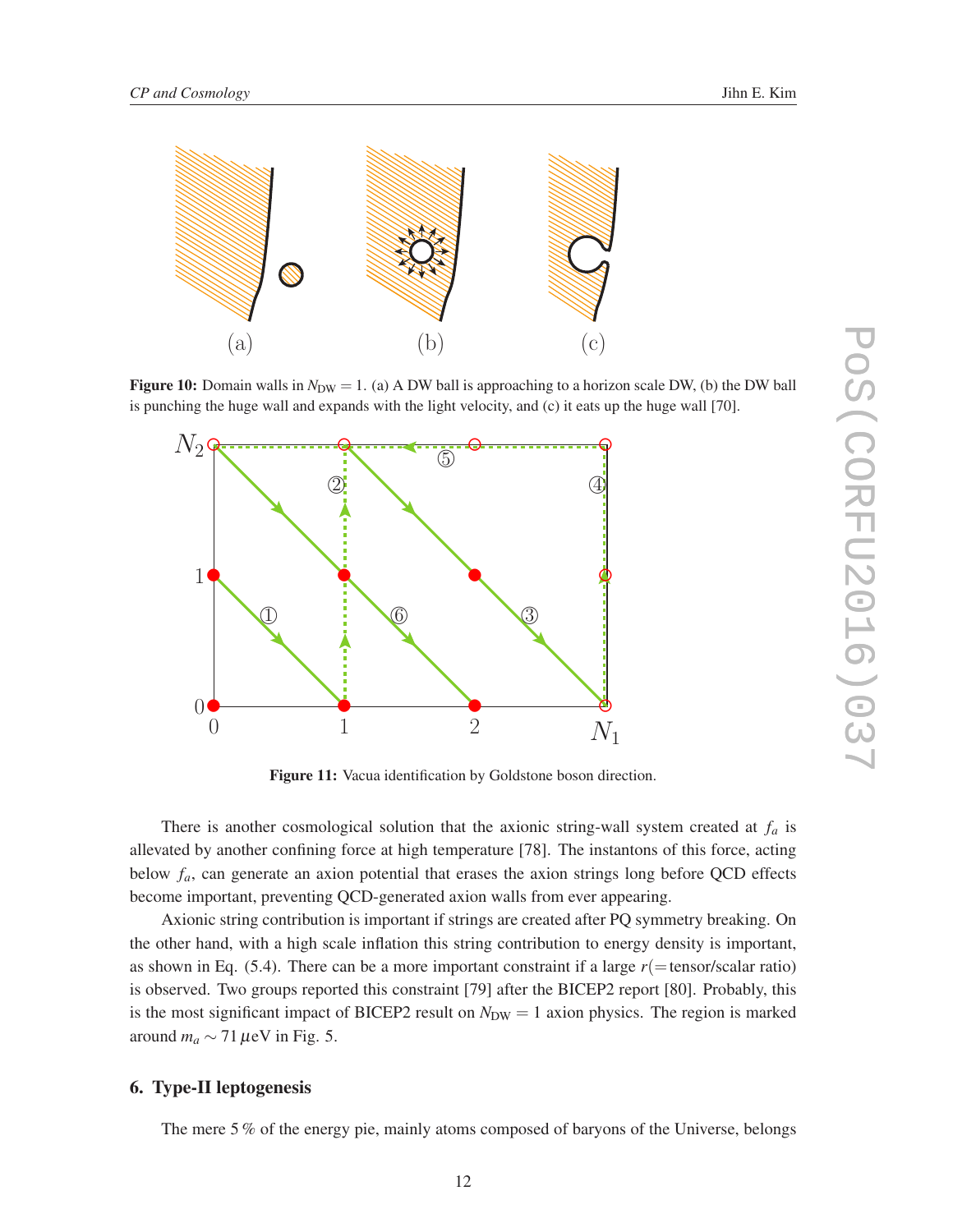Figure 10: Domain walls in $N_{\rm DW}=1$. (a) A DW ball is approaching to a horizon scale DW, (b) the DW ball is punching the huge wall and expands with the light velocity, and (c) it eats up the huge wall [70].

Figure 11: Vacua identification by Goldstone boson direction.

There is another cosmological solution that the axionic string-wall system created at $f_a$ is allevated by another confining force at high temperature [78]. The instantons of this force, acting below $f_a$, can generate an axion potential that erases the axion strings long before QCD effects become important, preventing QCD-generated axion walls from ever appearing.

Axionic string contribution is important if strings are created after PQ symmetry breaking. On the other hand, with a high scale inflation this string contribution to energy density is important, as shown in Eq. (5.4). There can be a more important constraint if a large $r$(=tensor/scalar ratio) is observed. Two groups reported this constraint [79] after the BICEP2 report [80]. Probably, this is the most significant impact of BICEP2 result on $N_{\rm DW}=1$ axion physics. The region is marked around $m_a \sim 71\,\mu$eV in Fig. 5.

## 6. Type-II leptogenesis

The mere 5 % of the energy pie, mainly atoms composed of baryons of the Universe, belongs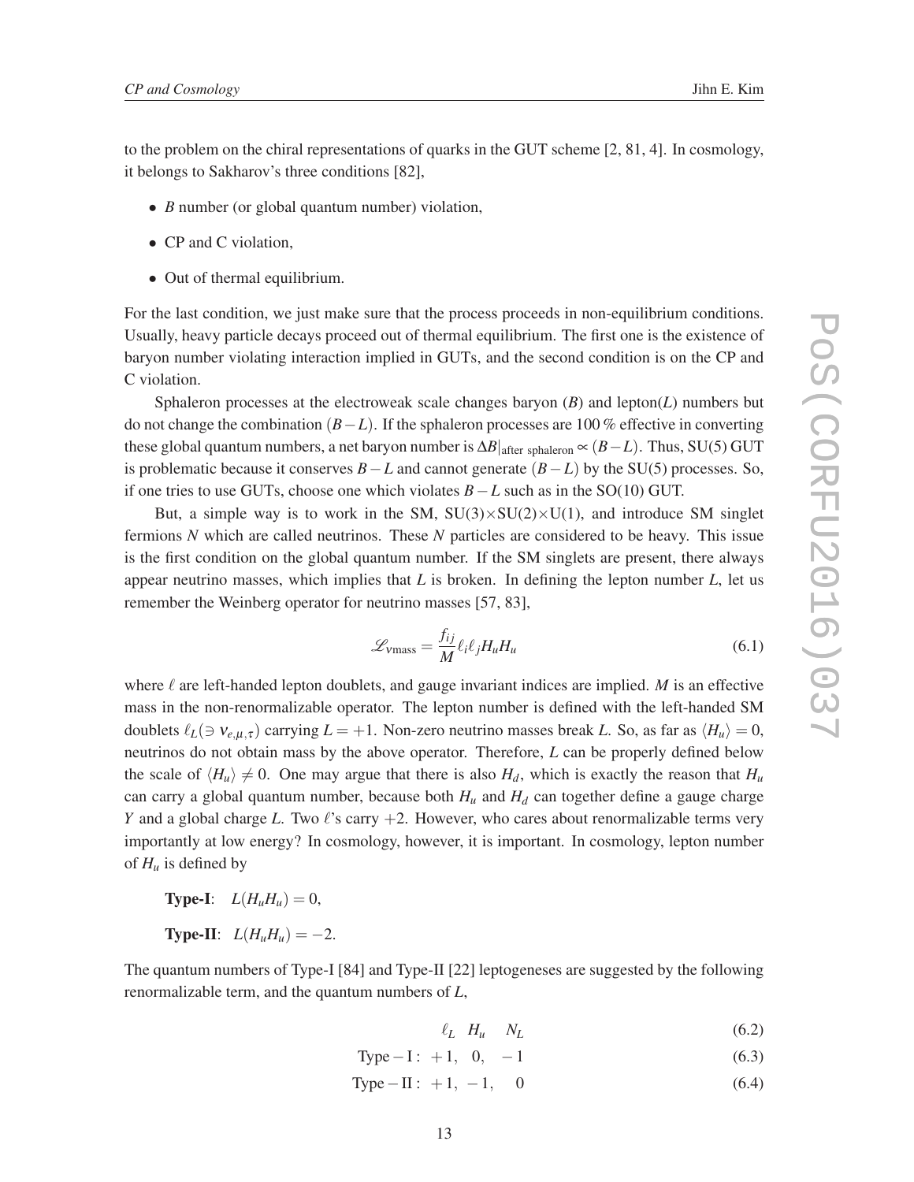to the problem on the chiral representations of quarks in the GUT scheme [2, 81, 4]. In cosmology, it belongs to Sakharov's three conditions [82],

- $B$ number (or global quantum number) violation,
- CP and C violation,
- Out of thermal equilibrium.

For the last condition, we just make sure that the process proceeds in non-equilibrium conditions. Usually, heavy particle decays proceed out of thermal equilibrium. The first one is the existence of baryon number violating interaction implied in GUTs, and the second condition is on the CP and C violation.

Sphaleron processes at the electroweak scale changes baryon ($B$) and lepton($L$) numbers but do not change the combination $(B-L)$. If the sphaleron processes are 100 % effective in converting these global quantum numbers, a net baryon number is $\Delta B|_{\text{after sphaleron}} \propto (B-L)$. Thus, SU(5) GUT is problematic because it conserves $B-L$ and cannot generate $(B-L)$ by the SU(5) processes. So, if one tries to use GUTs, choose one which violates $B-L$ such as in the SO(10) GUT.

But, a simple way is to work in the SM, SU(3)×SU(2)×U(1), and introduce SM singlet fermions $N$ which are called neutrinos. These $N$ particles are considered to be heavy. This issue is the first condition on the global quantum number. If the SM singlets are present, there always appear neutrino masses, which implies that $L$ is broken. In defining the lepton number $L$, let us remember the Weinberg operator for neutrino masses [57, 83],

$$\mathscr{L}_{\nu\text{mass}} = \frac{f_{ij}}{M} \ell_i \ell_j H_u H_u \tag{6.1}$$

where $\ell$ are left-handed lepton doublets, and gauge invariant indices are implied. $M$ is an effective mass in the non-renormalizable operator. The lepton number is defined with the left-handed SM doublets $\ell_L (\ni \nu_{e,\mu,\tau})$ carrying $L = +1$. Non-zero neutrino masses break $L$. So, as far as $\langle H_u \rangle = 0$, neutrinos do not obtain mass by the above operator. Therefore, $L$ can be properly defined below the scale of $\langle H_u \rangle \neq 0$. One may argue that there is also $H_d$, which is exactly the reason that $H_u$ can carry a global quantum number, because both $H_u$ and $H_d$ can together define a gauge charge $Y$ and a global charge $L$. Two $\ell$'s carry $+2$. However, who cares about renormalizable terms very importantly at low energy? In cosmology, however, it is important. In cosmology, lepton number of $H_u$ is defined by

**Type-I**: $L(H_u H_u) = 0$,

**Type-II**: $L(H_u H_u) = -2$.

The quantum numbers of Type-I [84] and Type-II [22] leptogeneses are suggested by the following renormalizable term, and the quantum numbers of $L$,

$$\ell_L \quad H_u \quad N_L \tag{6.2}$$

$$\text{Type}-\text{I}: \; +1, \quad 0, \quad -1 \tag{6.3}$$

$$\text{Type}-\text{II}: \; +1, \; -1, \quad 0 \tag{6.4}$$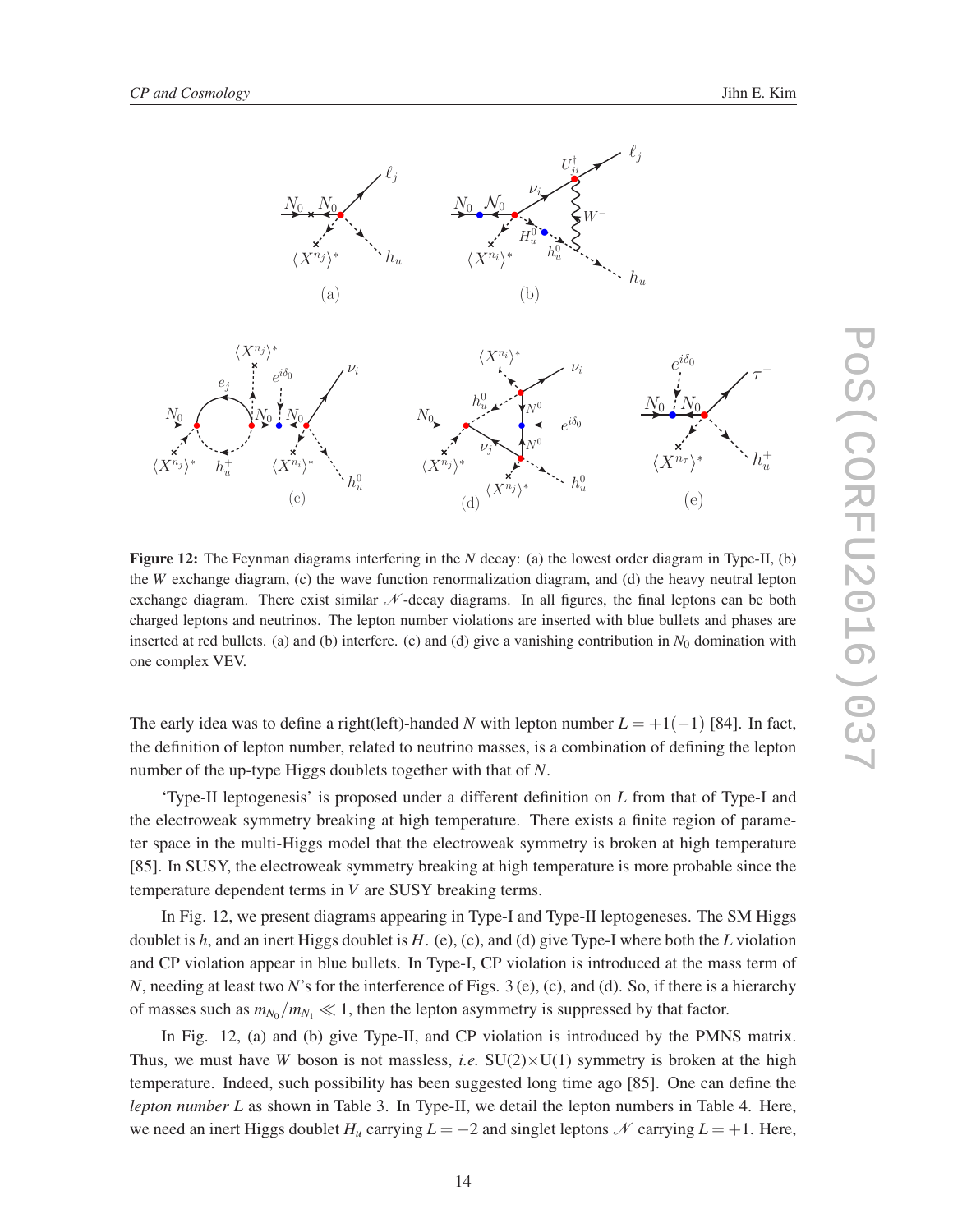**Figure 12:** The Feynman diagrams interfering in the $N$ decay: (a) the lowest order diagram in Type-II, (b) the $W$ exchange diagram, (c) the wave function renormalization diagram, and (d) the heavy neutral lepton exchange diagram. There exist similar $\mathcal{N}$-decay diagrams. In all figures, the final leptons can be both charged leptons and neutrinos. The lepton number violations are inserted with blue bullets and phases are inserted at red bullets. (a) and (b) interfere. (c) and (d) give a vanishing contribution in $N_0$ domination with one complex VEV.

The early idea was to define a right(left)-handed $N$ with lepton number $L = +1(-1)$ [84]. In fact, the definition of lepton number, related to neutrino masses, is a combination of defining the lepton number of the up-type Higgs doublets together with that of $N$.

'Type-II leptogenesis' is proposed under a different definition on $L$ from that of Type-I and the electroweak symmetry breaking at high temperature. There exists a finite region of parameter space in the multi-Higgs model that the electroweak symmetry is broken at high temperature [85]. In SUSY, the electroweak symmetry breaking at high temperature is more probable since the temperature dependent terms in $V$ are SUSY breaking terms.

In Fig. 12, we present diagrams appearing in Type-I and Type-II leptogeneses. The SM Higgs doublet is $h$, and an inert Higgs doublet is $H$. (e), (c), and (d) give Type-I where both the $L$ violation and CP violation appear in blue bullets. In Type-I, CP violation is introduced at the mass term of $N$, needing at least two $N$'s for the interference of Figs. 3 (e), (c), and (d). So, if there is a hierarchy of masses such as $m_{N_0}/m_{N_1} \ll 1$, then the lepton asymmetry is suppressed by that factor.

In Fig. 12, (a) and (b) give Type-II, and CP violation is introduced by the PMNS matrix. Thus, we must have $W$ boson is not massless, *i.e.* SU(2)×U(1) symmetry is broken at the high temperature. Indeed, such possibility has been suggested long time ago [85]. One can define the *lepton number L* as shown in Table 3. In Type-II, we detail the lepton numbers in Table 4. Here, we need an inert Higgs doublet $H_u$ carrying $L = -2$ and singlet leptons $\mathcal{N}$ carrying $L = +1$. Here,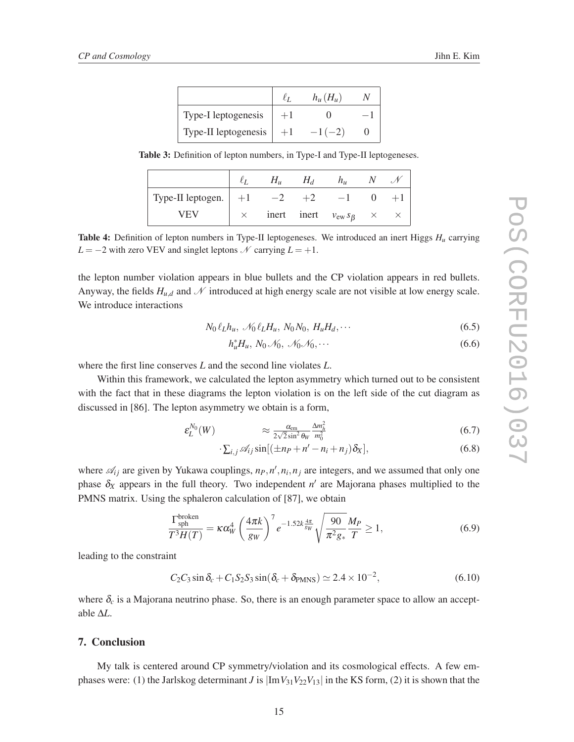|  | $\ell_L$ | $h_u\,(H_u)$ | $N$ |
|---|---|---|---|
| Type-I leptogenesis | $+1$ | $0$ | $-1$ |
| Type-II leptogenesis | $+1$ | $-1\,(-2)$ | $0$ |

**Table 3:** Definition of lepton numbers, in Type-I and Type-II leptogeneses.

|  | $\ell_L$ | $H_u$ | $H_d$ | $h_u$ | $N$ | $\mathscr{N}$ |
|---|---|---|---|---|---|---|
| Type-II leptogen. | $+1$ | $-2$ | $+2$ | $-1$ | $0$ | $+1$ |
| VEV | $\times$ | inert | inert | $v_{\rm ew}\,s_\beta$ | $\times$ | $\times$ |

**Table 4:** Definition of lepton numbers in Type-II leptogeneses. We introduced an inert Higgs $H_u$ carrying $L=-2$ with zero VEV and singlet leptons $\mathscr{N}$ carrying $L=+1$.

the lepton number violation appears in blue bullets and the CP violation appears in red bullets. Anyway, the fields $H_{u,d}$ and $\mathscr{N}$ introduced at high energy scale are not visible at low energy scale. We introduce interactions

$$N_0\,\ell_L h_u,\ \mathscr{N}_0\,\ell_L H_u,\ N_0 N_0,\ H_u H_d,\cdots \tag{6.5}$$

$$h_u^* H_u,\ N_0\,\mathscr{N}_0,\ \mathscr{N}_0\mathscr{N}_0,\cdots \tag{6.6}$$

where the first line conserves $L$ and the second line violates $L$.

Within this framework, we calculated the lepton asymmetry which turned out to be consistent with the fact that in these diagrams the lepton violation is on the left side of the cut diagram as discussed in [86]. The lepton asymmetry we obtain is a form,

$$\varepsilon_L^{N_0}(W) \qquad \approx \frac{\alpha_{\rm em}}{2\sqrt{2}\sin^2\theta_W}\frac{\Delta m_h^2}{m_0^2} \tag{6.7}$$

$$\cdot\sum_{i,j}\mathscr{A}_{ij}\sin[(\pm n_P+n'-n_i+n_j)\delta_X], \tag{6.8}$$

where $\mathscr{A}_{ij}$ are given by Yukawa couplings, $n_P, n', n_i, n_j$ are integers, and we assumed that only one phase $\delta_X$ appears in the full theory. Two independent $n'$ are Majorana phases multiplied to the PMNS matrix. Using the sphaleron calculation of [87], we obtain

$$\frac{\Gamma_{\rm sph}^{\rm broken}}{T^3 H(T)} = \kappa\alpha_W^4\left(\frac{4\pi k}{g_W}\right)^7 e^{-1.52k\frac{4\pi}{g_W}}\sqrt{\frac{90}{\pi^2 g_*}}\frac{M_P}{T}\geq 1, \tag{6.9}$$

leading to the constraint

$$C_2C_3\sin\delta_c + C_1S_2S_3\sin(\delta_c+\delta_{\rm PMNS})\simeq 2.4\times 10^{-2}, \tag{6.10}$$

where $\delta_c$ is a Majorana neutrino phase. So, there is an enough parameter space to allow an acceptable $\Delta L$.

## 7. Conclusion

My talk is centered around CP symmetry/violation and its cosmological effects. A few emphases were: (1) the Jarlskog determinant $J$ is $|{\rm Im}V_{31}V_{22}V_{13}|$ in the KS form, (2) it is shown that the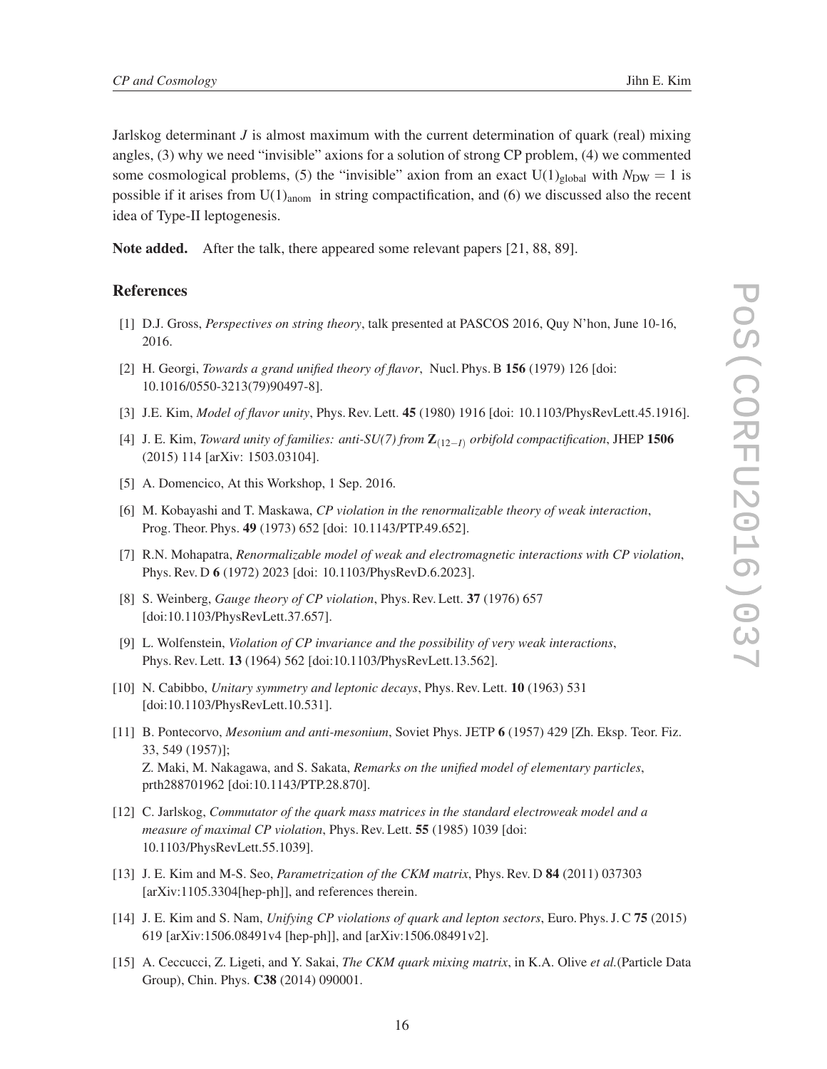Jarlskog determinant $J$ is almost maximum with the current determination of quark (real) mixing angles, (3) why we need "invisible" axions for a solution of strong CP problem, (4) we commented some cosmological problems, (5) the "invisible" axion from an exact $\mathrm{U}(1)_{\mathrm{global}}$ with $N_{\mathrm{DW}} = 1$ is possible if it arises from $\mathrm{U}(1)_{\mathrm{anom}}$ in string compactification, and (6) we discussed also the recent idea of Type-II leptogenesis.

**Note added.** After the talk, there appeared some relevant papers [21, 88, 89].

## References

[1] D.J. Gross, *Perspectives on string theory*, talk presented at PASCOS 2016, Quy N'hon, June 10-16, 2016.

[2] H. Georgi, *Towards a grand unified theory of flavor*, Nucl. Phys. B **156** (1979) 126 [doi: 10.1016/0550-3213(79)90497-8].

[3] J.E. Kim, *Model of flavor unity*, Phys. Rev. Lett. **45** (1980) 1916 [doi: 10.1103/PhysRevLett.45.1916].

[4] J. E. Kim, *Toward unity of families: anti-SU(7) from $\mathbf{Z}_{(12-I)}$ orbifold compactification*, JHEP **1506** (2015) 114 [arXiv: 1503.03104].

[5] A. Domencico, At this Workshop, 1 Sep. 2016.

[6] M. Kobayashi and T. Maskawa, *CP violation in the renormalizable theory of weak interaction*, Prog. Theor. Phys. **49** (1973) 652 [doi: 10.1143/PTP.49.652].

[7] R.N. Mohapatra, *Renormalizable model of weak and electromagnetic interactions with CP violation*, Phys. Rev. D **6** (1972) 2023 [doi: 10.1103/PhysRevD.6.2023].

[8] S. Weinberg, *Gauge theory of CP violation*, Phys. Rev. Lett. **37** (1976) 657 [doi:10.1103/PhysRevLett.37.657].

[9] L. Wolfenstein, *Violation of CP invariance and the possibility of very weak interactions*, Phys. Rev. Lett. **13** (1964) 562 [doi:10.1103/PhysRevLett.13.562].

[10] N. Cabibbo, *Unitary symmetry and leptonic decays*, Phys. Rev. Lett. **10** (1963) 531 [doi:10.1103/PhysRevLett.10.531].

[11] B. Pontecorvo, *Mesonium and anti-mesonium*, Soviet Phys. JETP **6** (1957) 429 [Zh. Eksp. Teor. Fiz. 33, 549 (1957)];
Z. Maki, M. Nakagawa, and S. Sakata, *Remarks on the unified model of elementary particles*, prth288701962 [doi:10.1143/PTP.28.870].

[12] C. Jarlskog, *Commutator of the quark mass matrices in the standard electroweak model and a measure of maximal CP violation*, Phys. Rev. Lett. **55** (1985) 1039 [doi: 10.1103/PhysRevLett.55.1039].

[13] J. E. Kim and M-S. Seo, *Parametrization of the CKM matrix*, Phys. Rev. D **84** (2011) 037303 [arXiv:1105.3304[hep-ph]], and references therein.

[14] J. E. Kim and S. Nam, *Unifying CP violations of quark and lepton sectors*, Euro. Phys. J. C **75** (2015) 619 [arXiv:1506.08491v4 [hep-ph]], and [arXiv:1506.08491v2].

[15] A. Ceccucci, Z. Ligeti, and Y. Sakai, *The CKM quark mixing matrix*, in K.A. Olive *et al.*(Particle Data Group), Chin. Phys. **C38** (2014) 090001.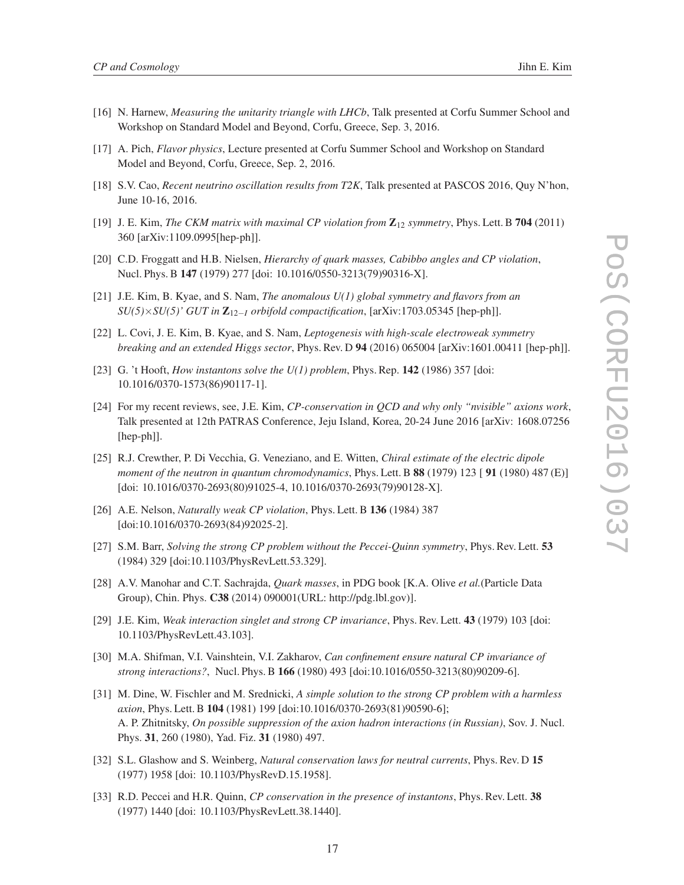[16] N. Harnew, *Measuring the unitarity triangle with LHCb*, Talk presented at Corfu Summer School and Workshop on Standard Model and Beyond, Corfu, Greece, Sep. 3, 2016.

[17] A. Pich, *Flavor physics*, Lecture presented at Corfu Summer School and Workshop on Standard Model and Beyond, Corfu, Greece, Sep. 2, 2016.

[18] S.V. Cao, *Recent neutrino oscillation results from T2K*, Talk presented at PASCOS 2016, Quy N'hon, June 10-16, 2016.

[19] J. E. Kim, *The CKM matrix with maximal CP violation from* $\mathbf{Z}_{12}$ *symmetry*, Phys. Lett. B **704** (2011) 360 [arXiv:1109.0995[hep-ph]].

[20] C.D. Froggatt and H.B. Nielsen, *Hierarchy of quark masses, Cabibbo angles and CP violation*, Nucl. Phys. B **147** (1979) 277 [doi: 10.1016/0550-3213(79)90316-X].

[21] J.E. Kim, B. Kyae, and S. Nam, *The anomalous U(1) global symmetry and flavors from an* $SU(5)\times SU(5)'$ *GUT in* $\mathbf{Z}_{12-I}$ *orbifold compactification*, [arXiv:1703.05345 [hep-ph]].

[22] L. Covi, J. E. Kim, B. Kyae, and S. Nam, *Leptogenesis with high-scale electroweak symmetry breaking and an extended Higgs sector*, Phys. Rev. D **94** (2016) 065004 [arXiv:1601.00411 [hep-ph]].

[23] G. 't Hooft, *How instantons solve the U(1) problem*, Phys. Rep. **142** (1986) 357 [doi: 10.1016/0370-1573(86)90117-1].

[24] For my recent reviews, see, J.E. Kim, *CP-conservation in QCD and why only "nvisible" axions work*, Talk presented at 12th PATRAS Conference, Jeju Island, Korea, 20-24 June 2016 [arXiv: 1608.07256 [hep-ph]].

[25] R.J. Crewther, P. Di Vecchia, G. Veneziano, and E. Witten, *Chiral estimate of the electric dipole moment of the neutron in quantum chromodynamics*, Phys. Lett. B **88** (1979) 123 [ **91** (1980) 487 (E)] [doi: 10.1016/0370-2693(80)91025-4, 10.1016/0370-2693(79)90128-X].

[26] A.E. Nelson, *Naturally weak CP violation*, Phys. Lett. B **136** (1984) 387 [doi:10.1016/0370-2693(84)92025-2].

[27] S.M. Barr, *Solving the strong CP problem without the Peccei-Quinn symmetry*, Phys. Rev. Lett. **53** (1984) 329 [doi:10.1103/PhysRevLett.53.329].

[28] A.V. Manohar and C.T. Sachrajda, *Quark masses*, in PDG book [K.A. Olive *et al.*(Particle Data Group), Chin. Phys. **C38** (2014) 090001(URL: http://pdg.lbl.gov)].

[29] J.E. Kim, *Weak interaction singlet and strong CP invariance*, Phys. Rev. Lett. **43** (1979) 103 [doi: 10.1103/PhysRevLett.43.103].

[30] M.A. Shifman, V.I. Vainshtein, V.I. Zakharov, *Can confinement ensure natural CP invariance of strong interactions?*, Nucl. Phys. B **166** (1980) 493 [doi:10.1016/0550-3213(80)90209-6].

[31] M. Dine, W. Fischler and M. Srednicki, *A simple solution to the strong CP problem with a harmless axion*, Phys. Lett. B **104** (1981) 199 [doi:10.1016/0370-2693(81)90590-6];
A. P. Zhitnitsky, *On possible suppression of the axion hadron interactions (in Russian)*, Sov. J. Nucl. Phys. **31**, 260 (1980), Yad. Fiz. **31** (1980) 497.

[32] S.L. Glashow and S. Weinberg, *Natural conservation laws for neutral currents*, Phys. Rev. D **15** (1977) 1958 [doi: 10.1103/PhysRevD.15.1958].

[33] R.D. Peccei and H.R. Quinn, *CP conservation in the presence of instantons*, Phys. Rev. Lett. **38** (1977) 1440 [doi: 10.1103/PhysRevLett.38.1440].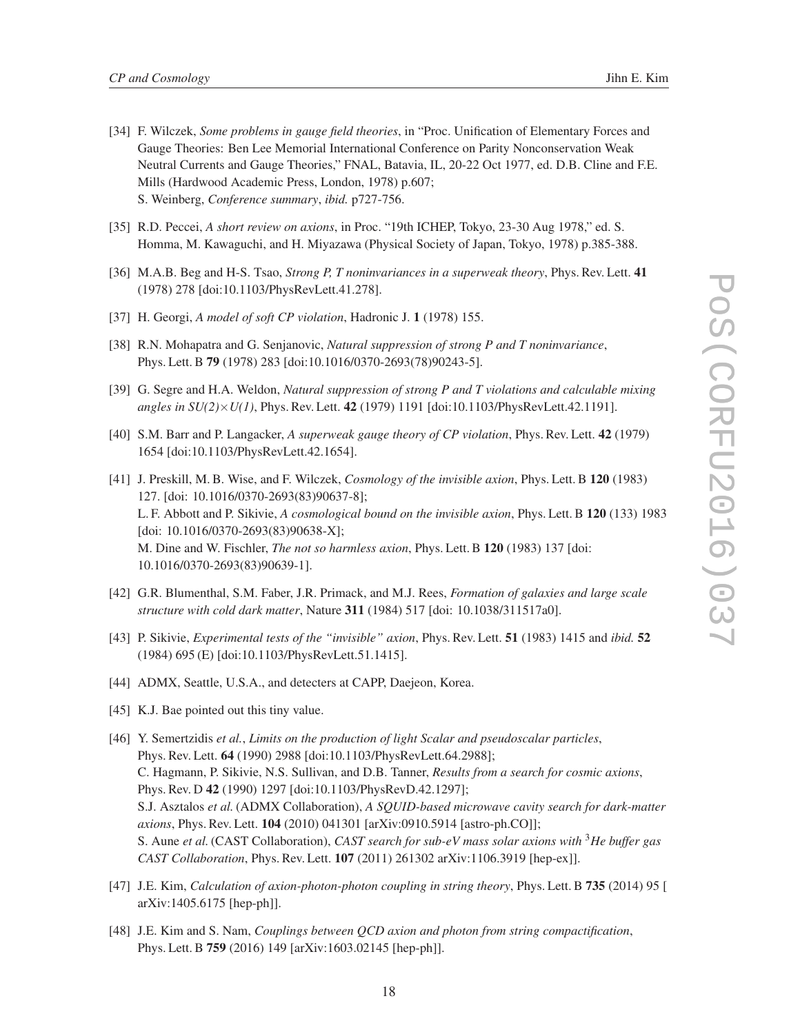[34] F. Wilczek, *Some problems in gauge field theories*, in "Proc. Unification of Elementary Forces and Gauge Theories: Ben Lee Memorial International Conference on Parity Nonconservation Weak Neutral Currents and Gauge Theories," FNAL, Batavia, IL, 20-22 Oct 1977, ed. D.B. Cline and F.E. Mills (Hardwood Academic Press, London, 1978) p.607;
S. Weinberg, *Conference summary*, *ibid.* p727-756.

[35] R.D. Peccei, *A short review on axions*, in Proc. "19th ICHEP, Tokyo, 23-30 Aug 1978," ed. S. Homma, M. Kawaguchi, and H. Miyazawa (Physical Society of Japan, Tokyo, 1978) p.385-388.

[36] M.A.B. Beg and H-S. Tsao, *Strong P, T noninvariances in a superweak theory*, Phys. Rev. Lett. **41** (1978) 278 [doi:10.1103/PhysRevLett.41.278].

[37] H. Georgi, *A model of soft CP violation*, Hadronic J. **1** (1978) 155.

[38] R.N. Mohapatra and G. Senjanovic, *Natural suppression of strong P and T noninvariance*, Phys. Lett. B **79** (1978) 283 [doi:10.1016/0370-2693(78)90243-5].

[39] G. Segre and H.A. Weldon, *Natural suppression of strong P and T violations and calculable mixing angles in SU(2)$\times$U(1)*, Phys. Rev. Lett. **42** (1979) 1191 [doi:10.1103/PhysRevLett.42.1191].

[40] S.M. Barr and P. Langacker, *A superweak gauge theory of CP violation*, Phys. Rev. Lett. **42** (1979) 1654 [doi:10.1103/PhysRevLett.42.1654].

[41] J. Preskill, M. B. Wise, and F. Wilczek, *Cosmology of the invisible axion*, Phys. Lett. B **120** (1983) 127. [doi: 10.1016/0370-2693(83)90637-8];
L. F. Abbott and P. Sikivie, *A cosmological bound on the invisible axion*, Phys. Lett. B **120** (133) 1983 [doi: 10.1016/0370-2693(83)90638-X];
M. Dine and W. Fischler, *The not so harmless axion*, Phys. Lett. B **120** (1983) 137 [doi: 10.1016/0370-2693(83)90639-1].

[42] G.R. Blumenthal, S.M. Faber, J.R. Primack, and M.J. Rees, *Formation of galaxies and large scale structure with cold dark matter*, Nature **311** (1984) 517 [doi: 10.1038/311517a0].

[43] P. Sikivie, *Experimental tests of the "invisible" axion*, Phys. Rev. Lett. **51** (1983) 1415 and *ibid.* **52** (1984) 695 (E) [doi:10.1103/PhysRevLett.51.1415].

[44] ADMX, Seattle, U.S.A., and detecters at CAPP, Daejeon, Korea.

[45] K.J. Bae pointed out this tiny value.

[46] Y. Semertzidis *et al.*, *Limits on the production of light Scalar and pseudoscalar particles*, Phys. Rev. Lett. **64** (1990) 2988 [doi:10.1103/PhysRevLett.64.2988];
C. Hagmann, P. Sikivie, N.S. Sullivan, and D.B. Tanner, *Results from a search for cosmic axions*, Phys. Rev. D **42** (1990) 1297 [doi:10.1103/PhysRevD.42.1297];
S.J. Asztalos *et al.* (ADMX Collaboration), *A SQUID-based microwave cavity search for dark-matter axions*, Phys. Rev. Lett. **104** (2010) 041301 [arXiv:0910.5914 [astro-ph.CO]];
S. Aune *et al.* (CAST Collaboration), *CAST search for sub-eV mass solar axions with $^3$He buffer gas CAST Collaboration*, Phys. Rev. Lett. **107** (2011) 261302 arXiv:1106.3919 [hep-ex]].

[47] J.E. Kim, *Calculation of axion-photon-photon coupling in string theory*, Phys. Lett. B **735** (2014) 95 [ arXiv:1405.6175 [hep-ph]].

[48] J.E. Kim and S. Nam, *Couplings between QCD axion and photon from string compactification*, Phys. Lett. B **759** (2016) 149 [arXiv:1603.02145 [hep-ph]].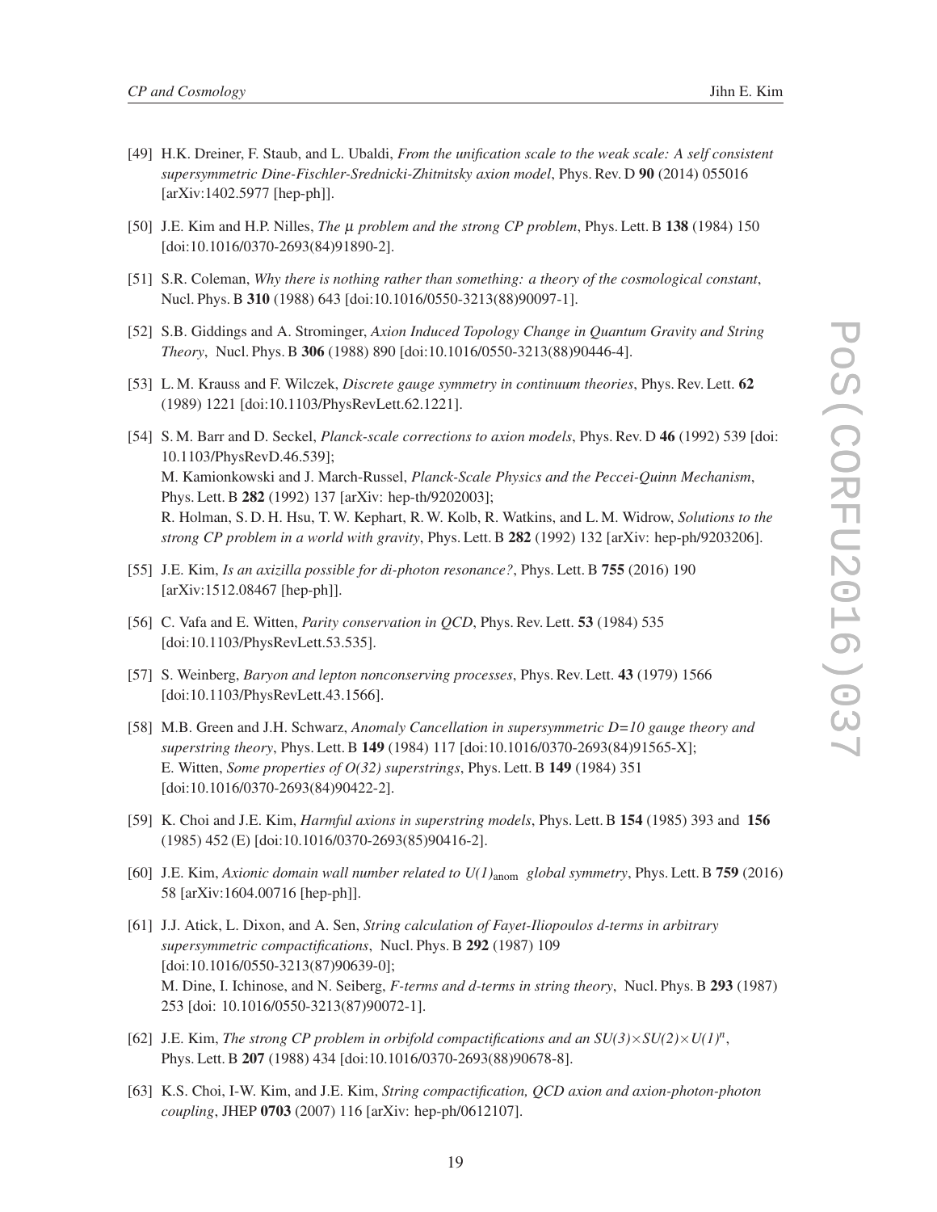[49] H.K. Dreiner, F. Staub, and L. Ubaldi, *From the unification scale to the weak scale: A self consistent supersymmetric Dine-Fischler-Srednicki-Zhitnitsky axion model*, Phys. Rev. D **90** (2014) 055016 [arXiv:1402.5977 [hep-ph]].

[50] J.E. Kim and H.P. Nilles, *The $\mu$ problem and the strong CP problem*, Phys. Lett. B **138** (1984) 150 [doi:10.1016/0370-2693(84)91890-2].

[51] S.R. Coleman, *Why there is nothing rather than something: a theory of the cosmological constant*, Nucl. Phys. B **310** (1988) 643 [doi:10.1016/0550-3213(88)90097-1].

[52] S.B. Giddings and A. Strominger, *Axion Induced Topology Change in Quantum Gravity and String Theory*, Nucl. Phys. B **306** (1988) 890 [doi:10.1016/0550-3213(88)90446-4].

[53] L. M. Krauss and F. Wilczek, *Discrete gauge symmetry in continuum theories*, Phys. Rev. Lett. **62** (1989) 1221 [doi:10.1103/PhysRevLett.62.1221].

[54] S. M. Barr and D. Seckel, *Planck-scale corrections to axion models*, Phys. Rev. D **46** (1992) 539 [doi: 10.1103/PhysRevD.46.539];
M. Kamionkowski and J. March-Russel, *Planck-Scale Physics and the Peccei-Quinn Mechanism*, Phys. Lett. B **282** (1992) 137 [arXiv: hep-th/9202003];
R. Holman, S. D. H. Hsu, T. W. Kephart, R. W. Kolb, R. Watkins, and L. M. Widrow, *Solutions to the strong CP problem in a world with gravity*, Phys. Lett. B **282** (1992) 132 [arXiv: hep-ph/9203206].

[55] J.E. Kim, *Is an axizilla possible for di-photon resonance?*, Phys. Lett. B **755** (2016) 190 [arXiv:1512.08467 [hep-ph]].

[56] C. Vafa and E. Witten, *Parity conservation in QCD*, Phys. Rev. Lett. **53** (1984) 535 [doi:10.1103/PhysRevLett.53.535].

[57] S. Weinberg, *Baryon and lepton nonconserving processes*, Phys. Rev. Lett. **43** (1979) 1566 [doi:10.1103/PhysRevLett.43.1566].

[58] M.B. Green and J.H. Schwarz, *Anomaly Cancellation in supersymmetric D=10 gauge theory and superstring theory*, Phys. Lett. B **149** (1984) 117 [doi:10.1016/0370-2693(84)91565-X];
E. Witten, *Some properties of O(32) superstrings*, Phys. Lett. B **149** (1984) 351 [doi:10.1016/0370-2693(84)90422-2].

[59] K. Choi and J.E. Kim, *Harmful axions in superstring models*, Phys. Lett. B **154** (1985) 393 and **156** (1985) 452 (E) [doi:10.1016/0370-2693(85)90416-2].

[60] J.E. Kim, *Axionic domain wall number related to $U(1)_{\rm anom}$ global symmetry*, Phys. Lett. B **759** (2016) 58 [arXiv:1604.00716 [hep-ph]].

[61] J.J. Atick, L. Dixon, and A. Sen, *String calculation of Fayet-Iliopoulos d-terms in arbitrary supersymmetric compactifications*, Nucl. Phys. B **292** (1987) 109 [doi:10.1016/0550-3213(87)90639-0];
M. Dine, I. Ichinose, and N. Seiberg, *F-terms and d-terms in string theory*, Nucl. Phys. B **293** (1987) 253 [doi: 10.1016/0550-3213(87)90072-1].

[62] J.E. Kim, *The strong CP problem in orbifold compactifications and an $SU(3)\times SU(2)\times U(1)^n$*, Phys. Lett. B **207** (1988) 434 [doi:10.1016/0370-2693(88)90678-8].

[63] K.S. Choi, I-W. Kim, and J.E. Kim, *String compactification, QCD axion and axion-photon-photon coupling*, JHEP **0703** (2007) 116 [arXiv: hep-ph/0612107].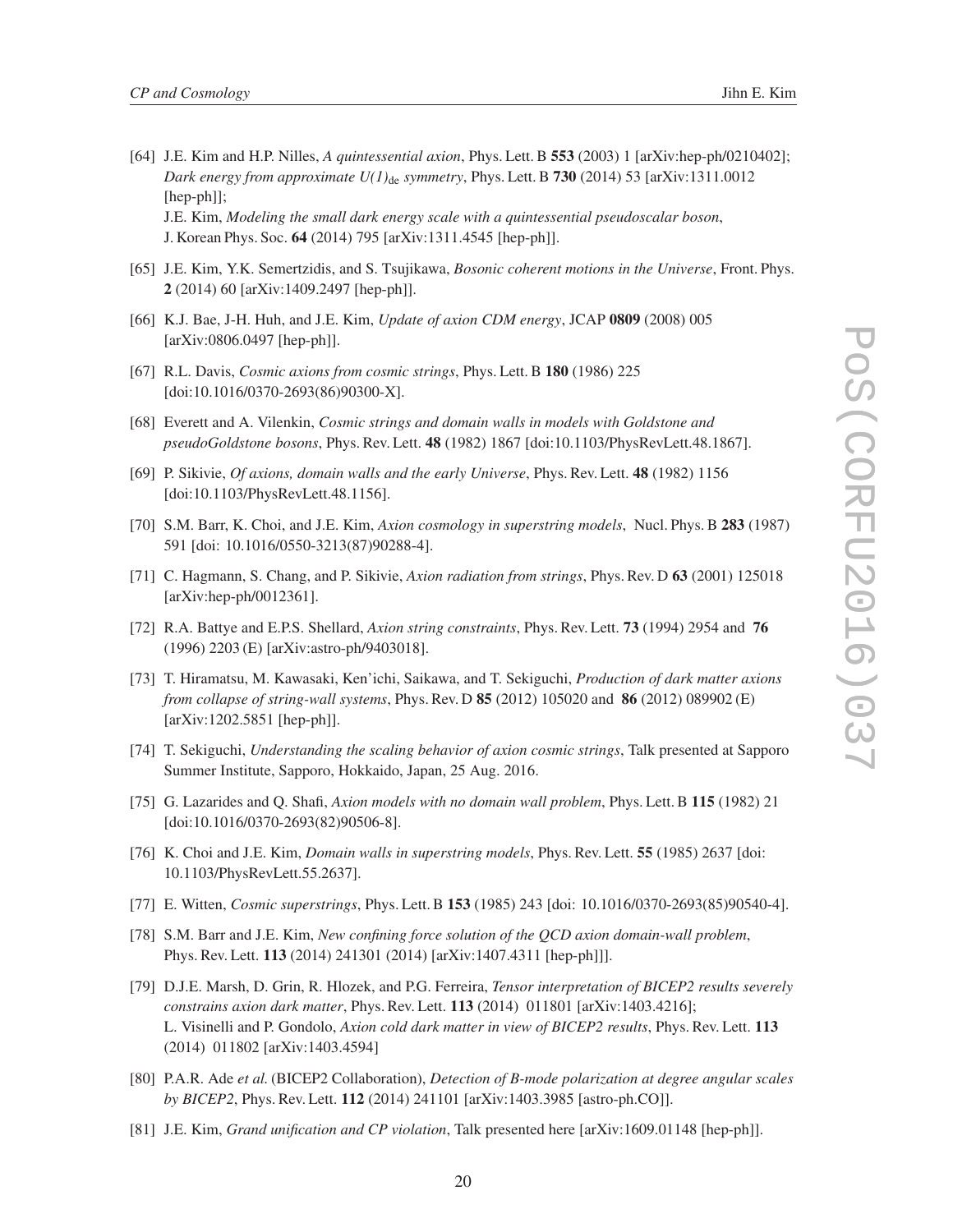[64] J.E. Kim and H.P. Nilles, *A quintessential axion*, Phys. Lett. B **553** (2003) 1 [arXiv:hep-ph/0210402]; *Dark energy from approximate $U(1)_{\rm de}$ symmetry*, Phys. Lett. B **730** (2014) 53 [arXiv:1311.0012 [hep-ph]];
J.E. Kim, *Modeling the small dark energy scale with a quintessential pseudoscalar boson*, J. Korean Phys. Soc. **64** (2014) 795 [arXiv:1311.4545 [hep-ph]].

[65] J.E. Kim, Y.K. Semertzidis, and S. Tsujikawa, *Bosonic coherent motions in the Universe*, Front. Phys. **2** (2014) 60 [arXiv:1409.2497 [hep-ph]].

[66] K.J. Bae, J-H. Huh, and J.E. Kim, *Update of axion CDM energy*, JCAP **0809** (2008) 005 [arXiv:0806.0497 [hep-ph]].

[67] R.L. Davis, *Cosmic axions from cosmic strings*, Phys. Lett. B **180** (1986) 225 [doi:10.1016/0370-2693(86)90300-X].

[68] Everett and A. Vilenkin, *Cosmic strings and domain walls in models with Goldstone and pseudoGoldstone bosons*, Phys. Rev. Lett. **48** (1982) 1867 [doi:10.1103/PhysRevLett.48.1867].

[69] P. Sikivie, *Of axions, domain walls and the early Universe*, Phys. Rev. Lett. **48** (1982) 1156 [doi:10.1103/PhysRevLett.48.1156].

[70] S.M. Barr, K. Choi, and J.E. Kim, *Axion cosmology in superstring models*, Nucl. Phys. B **283** (1987) 591 [doi: 10.1016/0550-3213(87)90288-4].

[71] C. Hagmann, S. Chang, and P. Sikivie, *Axion radiation from strings*, Phys. Rev. D **63** (2001) 125018 [arXiv:hep-ph/0012361].

[72] R.A. Battye and E.P.S. Shellard, *Axion string constraints*, Phys. Rev. Lett. **73** (1994) 2954 and **76** (1996) 2203 (E) [arXiv:astro-ph/9403018].

[73] T. Hiramatsu, M. Kawasaki, Ken'ichi, Saikawa, and T. Sekiguchi, *Production of dark matter axions from collapse of string-wall systems*, Phys. Rev. D **85** (2012) 105020 and **86** (2012) 089902 (E) [arXiv:1202.5851 [hep-ph]].

[74] T. Sekiguchi, *Understanding the scaling behavior of axion cosmic strings*, Talk presented at Sapporo Summer Institute, Sapporo, Hokkaido, Japan, 25 Aug. 2016.

[75] G. Lazarides and Q. Shafi, *Axion models with no domain wall problem*, Phys. Lett. B **115** (1982) 21 [doi:10.1016/0370-2693(82)90506-8].

[76] K. Choi and J.E. Kim, *Domain walls in superstring models*, Phys. Rev. Lett. **55** (1985) 2637 [doi: 10.1103/PhysRevLett.55.2637].

[77] E. Witten, *Cosmic superstrings*, Phys. Lett. B **153** (1985) 243 [doi: 10.1016/0370-2693(85)90540-4].

[78] S.M. Barr and J.E. Kim, *New confining force solution of the QCD axion domain-wall problem*, Phys. Rev. Lett. **113** (2014) 241301 (2014) [arXiv:1407.4311 [hep-ph]]].

[79] D.J.E. Marsh, D. Grin, R. Hlozek, and P.G. Ferreira, *Tensor interpretation of BICEP2 results severely constrains axion dark matter*, Phys. Rev. Lett. **113** (2014) 011801 [arXiv:1403.4216];
L. Visinelli and P. Gondolo, *Axion cold dark matter in view of BICEP2 results*, Phys. Rev. Lett. **113** (2014) 011802 [arXiv:1403.4594]

[80] P.A.R. Ade *et al.* (BICEP2 Collaboration), *Detection of B-mode polarization at degree angular scales by BICEP2*, Phys. Rev. Lett. **112** (2014) 241101 [arXiv:1403.3985 [astro-ph.CO]].

[81] J.E. Kim, *Grand unification and CP violation*, Talk presented here [arXiv:1609.01148 [hep-ph]].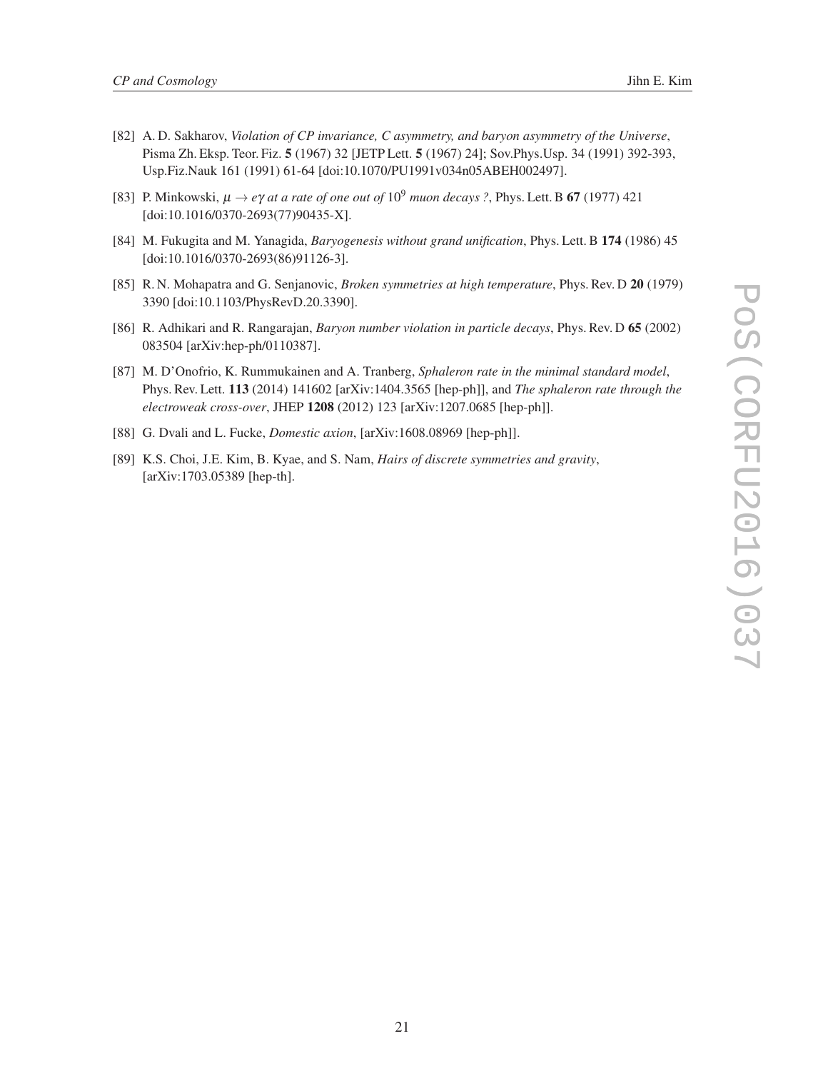[82] A. D. Sakharov, *Violation of CP invariance, C asymmetry, and baryon asymmetry of the Universe*, Pisma Zh. Eksp. Teor. Fiz. **5** (1967) 32 [JETP Lett. **5** (1967) 24]; Sov.Phys.Usp. 34 (1991) 392-393, Usp.Fiz.Nauk 161 (1991) 61-64 [doi:10.1070/PU1991v034n05ABEH002497].

[83] P. Minkowski, *$\mu \to e\gamma$ at a rate of one out of $10^9$ muon decays ?*, Phys. Lett. B **67** (1977) 421 [doi:10.1016/0370-2693(77)90435-X].

[84] M. Fukugita and M. Yanagida, *Baryogenesis without grand unification*, Phys. Lett. B **174** (1986) 45 [doi:10.1016/0370-2693(86)91126-3].

[85] R. N. Mohapatra and G. Senjanovic, *Broken symmetries at high temperature*, Phys. Rev. D **20** (1979) 3390 [doi:10.1103/PhysRevD.20.3390].

[86] R. Adhikari and R. Rangarajan, *Baryon number violation in particle decays*, Phys. Rev. D **65** (2002) 083504 [arXiv:hep-ph/0110387].

[87] M. D'Onofrio, K. Rummukainen and A. Tranberg, *Sphaleron rate in the minimal standard model*, Phys. Rev. Lett. **113** (2014) 141602 [arXiv:1404.3565 [hep-ph]], and *The sphaleron rate through the electroweak cross-over*, JHEP **1208** (2012) 123 [arXiv:1207.0685 [hep-ph]].

[88] G. Dvali and L. Fucke, *Domestic axion*, [arXiv:1608.08969 [hep-ph]].

[89] K.S. Choi, J.E. Kim, B. Kyae, and S. Nam, *Hairs of discrete symmetries and gravity*, [arXiv:1703.05389 [hep-th].